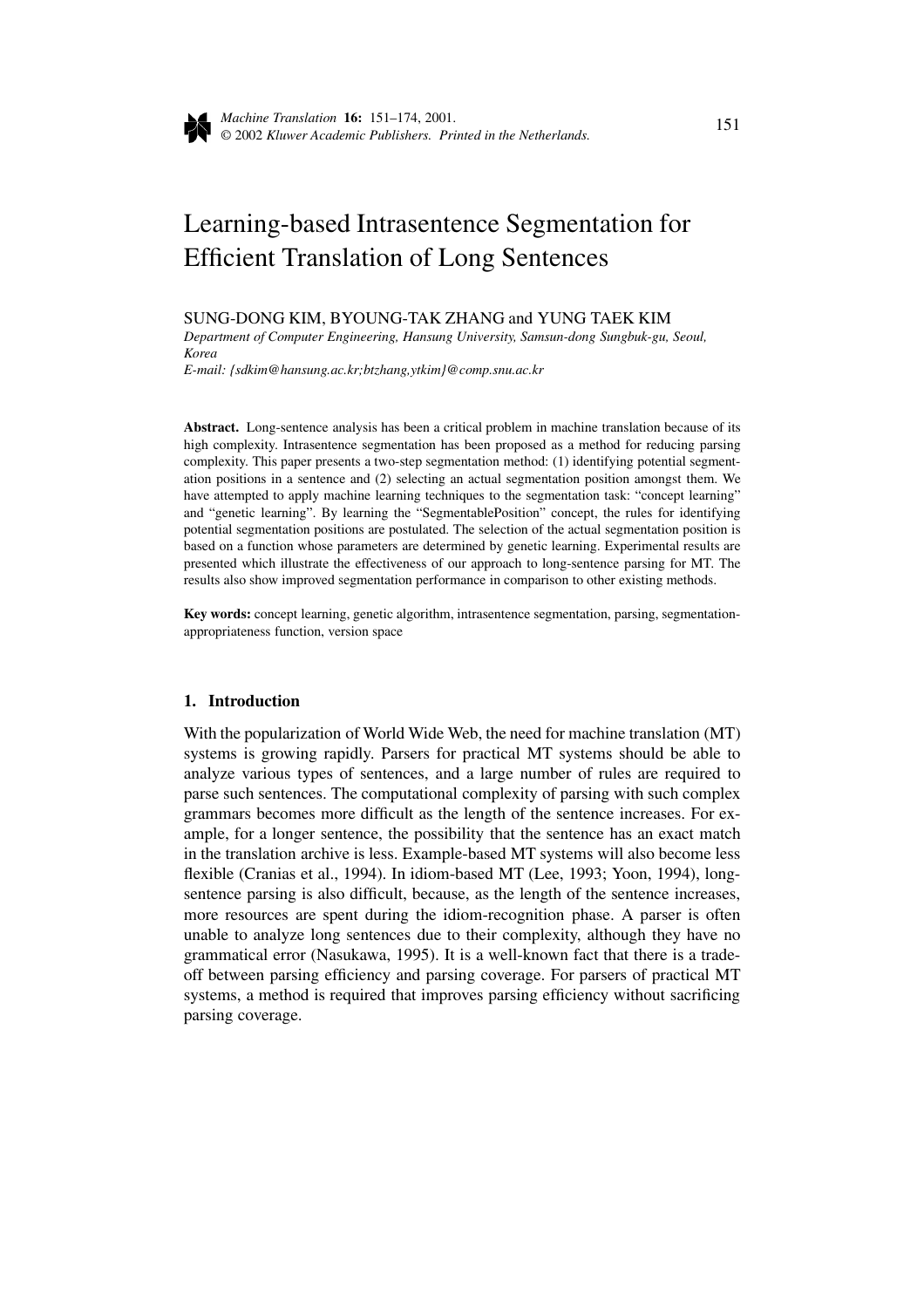# Learning-based Intrasentence Segmentation for Efficient Translation of Long Sentences

SUNG-DONG KIM, BYOUNG-TAK ZHANG and YUNG TAEK KIM

*Department of Computer Engineering, Hansung University, Samsun-dong Sungbuk-gu, Seoul, Korea*

*E-mail: {sdkim@hansung.ac.kr;btzhang,ytkim}@comp.snu.ac.kr*

**Abstract.** Long-sentence analysis has been a critical problem in machine translation because of its high complexity. Intrasentence segmentation has been proposed as a method for reducing parsing complexity. This paper presents a two-step segmentation method: (1) identifying potential segmentation positions in a sentence and (2) selecting an actual segmentation position amongst them. We have attempted to apply machine learning techniques to the segmentation task: "concept learning" and "genetic learning". By learning the "SegmentablePosition" concept, the rules for identifying potential segmentation positions are postulated. The selection of the actual segmentation position is based on a function whose parameters are determined by genetic learning. Experimental results are presented which illustrate the effectiveness of our approach to long-sentence parsing for MT. The results also show improved segmentation performance in comparison to other existing methods.

**Key words:** concept learning, genetic algorithm, intrasentence segmentation, parsing, segmentation-appropriateness function, version space

## 1. Introduction

With the popularization of World Wide Web, the need for machine translation (MT) systems is growing rapidly. Parsers for practical MT systems should be able to analyze various types of sentences, and a large number of rules are required to parse such sentences. The computational complexity of parsing with such complex grammars becomes more difficult as the length of the sentence increases. For example, for a longer sentence, the possibility that the sentence has an exact match in the translation archive is less. Example-based MT systems will also become less flexible (Cranias et al., 1994). In idiom-based MT (Lee, 1993; Yoon, 1994), long-sentence parsing is also difficult, because, as the length of the sentence increases, more resources are spent during the idiom-recognition phase. A parser is often unable to analyze long sentences due to their complexity, although they have no grammatical error (Nasukawa, 1995). It is a well-known fact that there is a trade-off between parsing efficiency and parsing coverage. For parsers of practical MT systems, a method is required that improves parsing efficiency without sacrificing parsing coverage.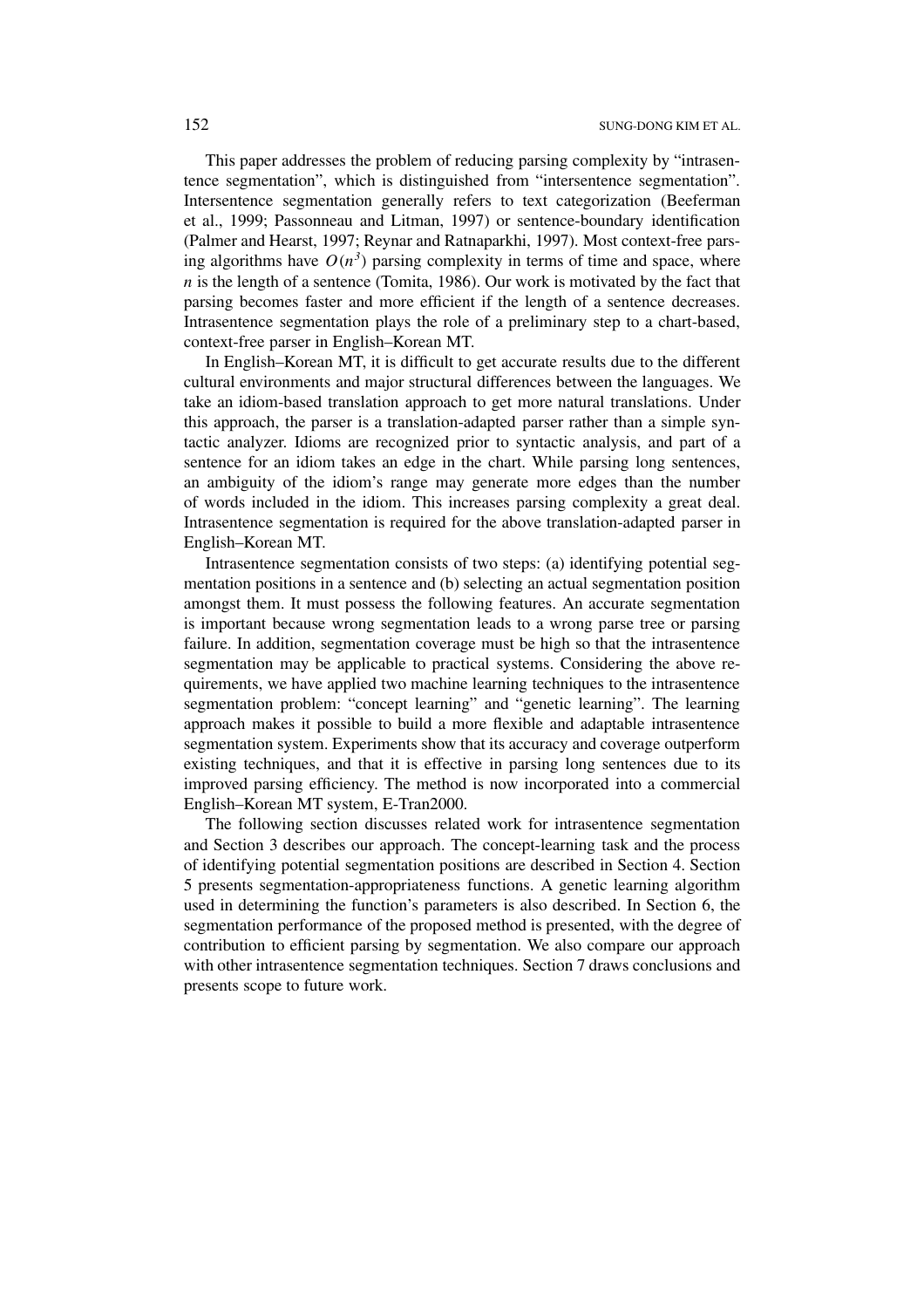This paper addresses the problem of reducing parsing complexity by "intrasentence segmentation", which is distinguished from "intersentence segmentation". Intersentence segmentation generally refers to text categorization (Beeferman et al., 1999; Passonneau and Litman, 1997) or sentence-boundary identification (Palmer and Hearst, 1997; Reynar and Ratnaparkhi, 1997). Most context-free parsing algorithms have $O(n^3)$ parsing complexity in terms of time and space, where $n$ is the length of a sentence (Tomita, 1986). Our work is motivated by the fact that parsing becomes faster and more efficient if the length of a sentence decreases. Intrasentence segmentation plays the role of a preliminary step to a chart-based, context-free parser in English–Korean MT.

In English–Korean MT, it is difficult to get accurate results due to the different cultural environments and major structural differences between the languages. We take an idiom-based translation approach to get more natural translations. Under this approach, the parser is a translation-adapted parser rather than a simple syntactic analyzer. Idioms are recognized prior to syntactic analysis, and part of a sentence for an idiom takes an edge in the chart. While parsing long sentences, an ambiguity of the idiom's range may generate more edges than the number of words included in the idiom. This increases parsing complexity a great deal. Intrasentence segmentation is required for the above translation-adapted parser in English–Korean MT.

Intrasentence segmentation consists of two steps: (a) identifying potential segmentation positions in a sentence and (b) selecting an actual segmentation position amongst them. It must possess the following features. An accurate segmentation is important because wrong segmentation leads to a wrong parse tree or parsing failure. In addition, segmentation coverage must be high so that the intrasentence segmentation may be applicable to practical systems. Considering the above requirements, we have applied two machine learning techniques to the intrasentence segmentation problem: "concept learning" and "genetic learning". The learning approach makes it possible to build a more flexible and adaptable intrasentence segmentation system. Experiments show that its accuracy and coverage outperform existing techniques, and that it is effective in parsing long sentences due to its improved parsing efficiency. The method is now incorporated into a commercial English–Korean MT system, E-Tran2000.

The following section discusses related work for intrasentence segmentation and Section 3 describes our approach. The concept-learning task and the process of identifying potential segmentation positions are described in Section 4. Section 5 presents segmentation-appropriateness functions. A genetic learning algorithm used in determining the function's parameters is also described. In Section 6, the segmentation performance of the proposed method is presented, with the degree of contribution to efficient parsing by segmentation. We also compare our approach with other intrasentence segmentation techniques. Section 7 draws conclusions and presents scope to future work.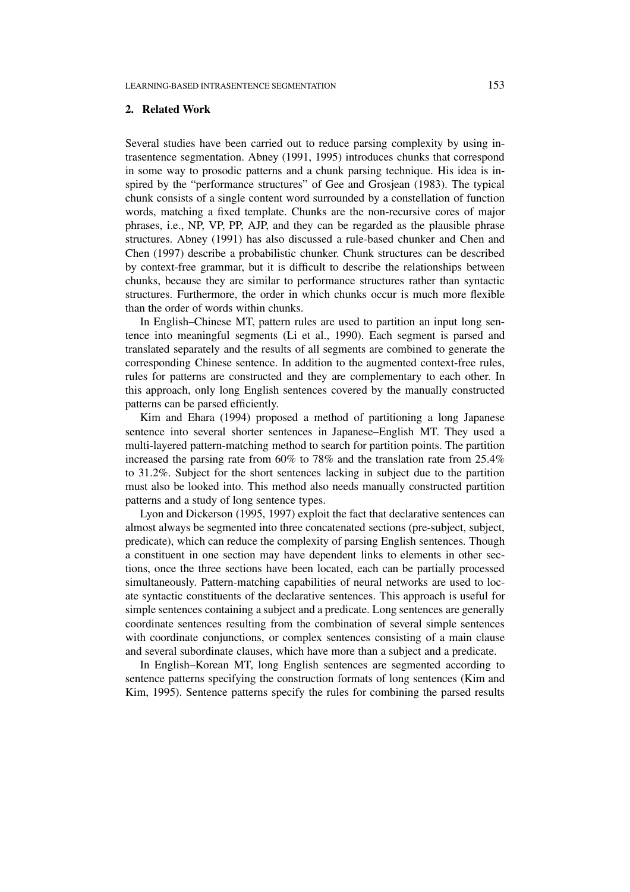## 2. Related Work

Several studies have been carried out to reduce parsing complexity by using intrasentence segmentation. Abney (1991, 1995) introduces chunks that correspond in some way to prosodic patterns and a chunk parsing technique. His idea is inspired by the "performance structures" of Gee and Grosjean (1983). The typical chunk consists of a single content word surrounded by a constellation of function words, matching a fixed template. Chunks are the non-recursive cores of major phrases, i.e., NP, VP, PP, AJP, and they can be regarded as the plausible phrase structures. Abney (1991) has also discussed a rule-based chunker and Chen and Chen (1997) describe a probabilistic chunker. Chunk structures can be described by context-free grammar, but it is difficult to describe the relationships between chunks, because they are similar to performance structures rather than syntactic structures. Furthermore, the order in which chunks occur is much more flexible than the order of words within chunks.

In English–Chinese MT, pattern rules are used to partition an input long sentence into meaningful segments (Li et al., 1990). Each segment is parsed and translated separately and the results of all segments are combined to generate the corresponding Chinese sentence. In addition to the augmented context-free rules, rules for patterns are constructed and they are complementary to each other. In this approach, only long English sentences covered by the manually constructed patterns can be parsed efficiently.

Kim and Ehara (1994) proposed a method of partitioning a long Japanese sentence into several shorter sentences in Japanese–English MT. They used a multi-layered pattern-matching method to search for partition points. The partition increased the parsing rate from 60% to 78% and the translation rate from 25.4% to 31.2%. Subject for the short sentences lacking in subject due to the partition must also be looked into. This method also needs manually constructed partition patterns and a study of long sentence types.

Lyon and Dickerson (1995, 1997) exploit the fact that declarative sentences can almost always be segmented into three concatenated sections (pre-subject, subject, predicate), which can reduce the complexity of parsing English sentences. Though a constituent in one section may have dependent links to elements in other sections, once the three sections have been located, each can be partially processed simultaneously. Pattern-matching capabilities of neural networks are used to locate syntactic constituents of the declarative sentences. This approach is useful for simple sentences containing a subject and a predicate. Long sentences are generally coordinate sentences resulting from the combination of several simple sentences with coordinate conjunctions, or complex sentences consisting of a main clause and several subordinate clauses, which have more than a subject and a predicate.

In English–Korean MT, long English sentences are segmented according to sentence patterns specifying the construction formats of long sentences (Kim and Kim, 1995). Sentence patterns specify the rules for combining the parsed results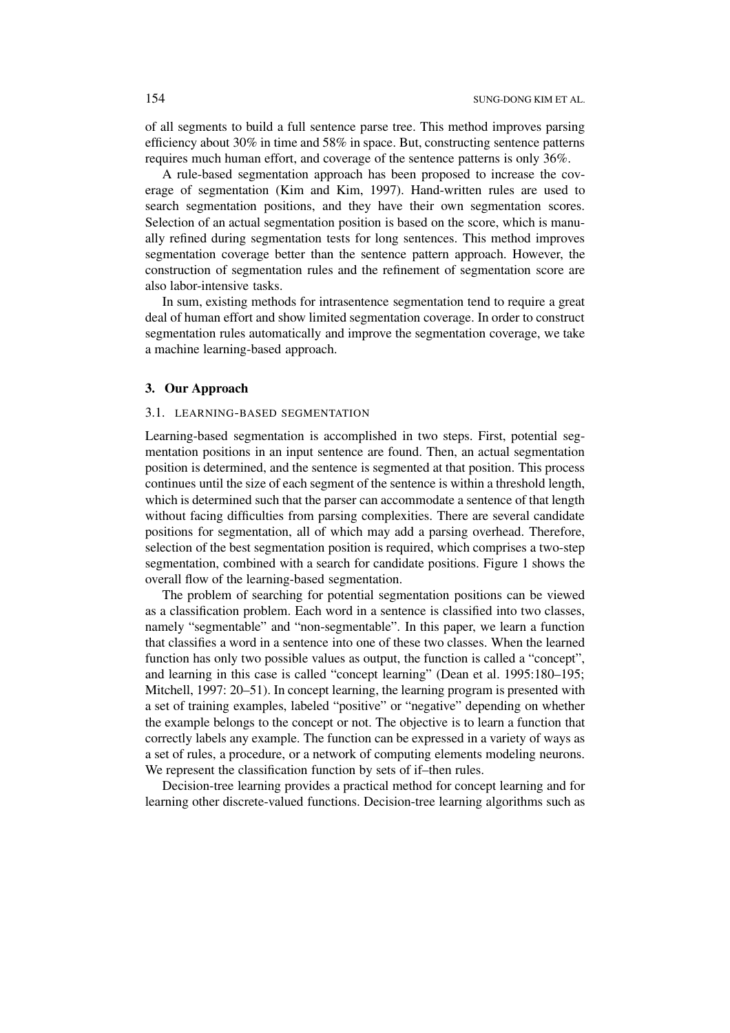of all segments to build a full sentence parse tree. This method improves parsing efficiency about 30% in time and 58% in space. But, constructing sentence patterns requires much human effort, and coverage of the sentence patterns is only 36%.

A rule-based segmentation approach has been proposed to increase the coverage of segmentation (Kim and Kim, 1997). Hand-written rules are used to search segmentation positions, and they have their own segmentation scores. Selection of an actual segmentation position is based on the score, which is manually refined during segmentation tests for long sentences. This method improves segmentation coverage better than the sentence pattern approach. However, the construction of segmentation rules and the refinement of segmentation score are also labor-intensive tasks.

In sum, existing methods for intrasentence segmentation tend to require a great deal of human effort and show limited segmentation coverage. In order to construct segmentation rules automatically and improve the segmentation coverage, we take a machine learning-based approach.

## 3. Our Approach

### 3.1. Learning-based Segmentation

Learning-based segmentation is accomplished in two steps. First, potential segmentation positions in an input sentence are found. Then, an actual segmentation position is determined, and the sentence is segmented at that position. This process continues until the size of each segment of the sentence is within a threshold length, which is determined such that the parser can accommodate a sentence of that length without facing difficulties from parsing complexities. There are several candidate positions for segmentation, all of which may add a parsing overhead. Therefore, selection of the best segmentation position is required, which comprises a two-step segmentation, combined with a search for candidate positions. Figure 1 shows the overall flow of the learning-based segmentation.

The problem of searching for potential segmentation positions can be viewed as a classification problem. Each word in a sentence is classified into two classes, namely "segmentable" and "non-segmentable". In this paper, we learn a function that classifies a word in a sentence into one of these two classes. When the learned function has only two possible values as output, the function is called a "concept", and learning in this case is called "concept learning" (Dean et al. 1995:180–195; Mitchell, 1997: 20–51). In concept learning, the learning program is presented with a set of training examples, labeled "positive" or "negative" depending on whether the example belongs to the concept or not. The objective is to learn a function that correctly labels any example. The function can be expressed in a variety of ways as a set of rules, a procedure, or a network of computing elements modeling neurons. We represent the classification function by sets of if–then rules.

Decision-tree learning provides a practical method for concept learning and for learning other discrete-valued functions. Decision-tree learning algorithms such as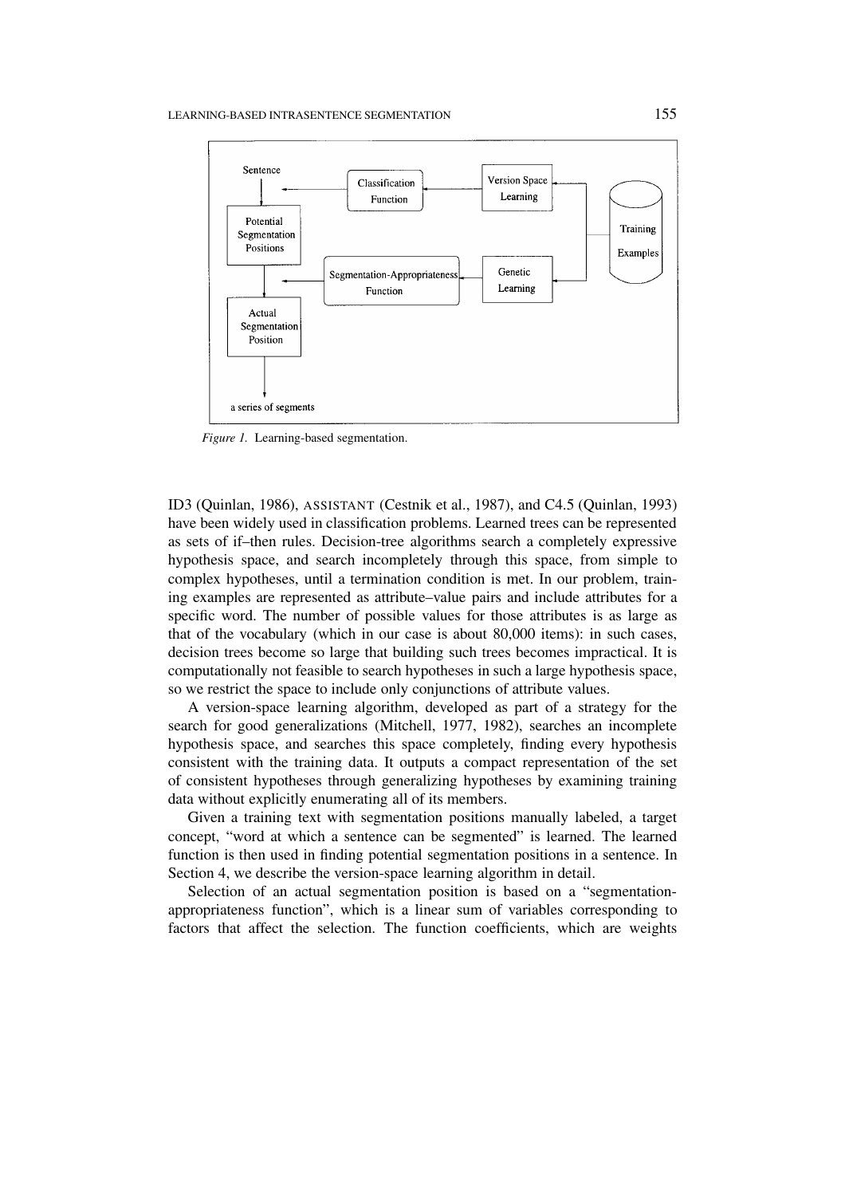Figure 1. Learning-based segmentation.

ID3 (Quinlan, 1986), ASSISTANT (Cestnik et al., 1987), and C4.5 (Quinlan, 1993) have been widely used in classification problems. Learned trees can be represented as sets of if–then rules. Decision-tree algorithms search a completely expressive hypothesis space, and search incompletely through this space, from simple to complex hypotheses, until a termination condition is met. In our problem, training examples are represented as attribute–value pairs and include attributes for a specific word. The number of possible values for those attributes is as large as that of the vocabulary (which in our case is about 80,000 items): in such cases, decision trees become so large that building such trees becomes impractical. It is computationally not feasible to search hypotheses in such a large hypothesis space, so we restrict the space to include only conjunctions of attribute values.

A version-space learning algorithm, developed as part of a strategy for the search for good generalizations (Mitchell, 1977, 1982), searches an incomplete hypothesis space, and searches this space completely, finding every hypothesis consistent with the training data. It outputs a compact representation of the set of consistent hypotheses through generalizing hypotheses by examining training data without explicitly enumerating all of its members.

Given a training text with segmentation positions manually labeled, a target concept, "word at which a sentence can be segmented" is learned. The learned function is then used in finding potential segmentation positions in a sentence. In Section 4, we describe the version-space learning algorithm in detail.

Selection of an actual segmentation position is based on a "segmentation-appropriateness function", which is a linear sum of variables corresponding to factors that affect the selection. The function coefficients, which are weights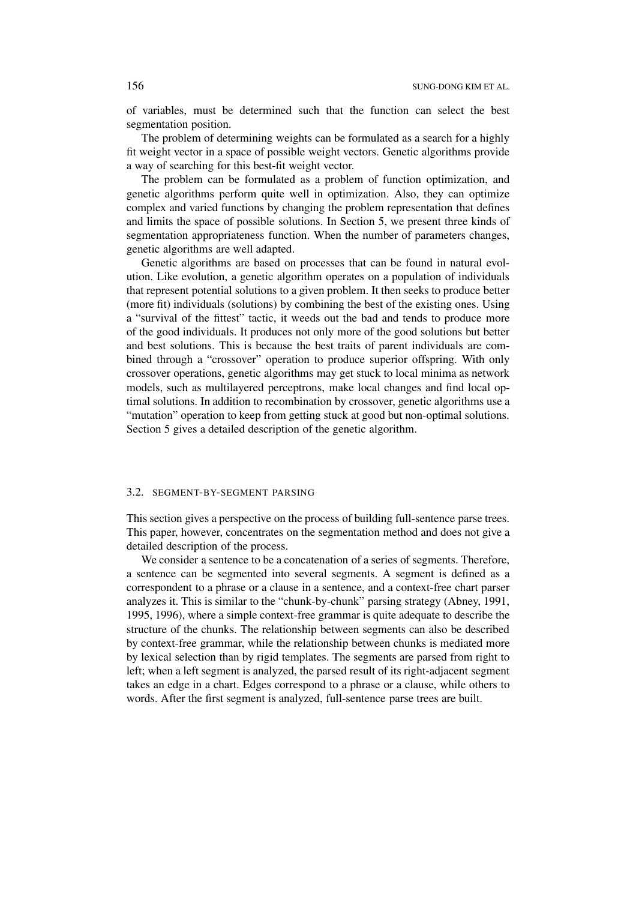of variables, must be determined such that the function can select the best segmentation position.

The problem of determining weights can be formulated as a search for a highly fit weight vector in a space of possible weight vectors. Genetic algorithms provide a way of searching for this best-fit weight vector.

The problem can be formulated as a problem of function optimization, and genetic algorithms perform quite well in optimization. Also, they can optimize complex and varied functions by changing the problem representation that defines and limits the space of possible solutions. In Section 5, we present three kinds of segmentation appropriateness function. When the number of parameters changes, genetic algorithms are well adapted.

Genetic algorithms are based on processes that can be found in natural evolution. Like evolution, a genetic algorithm operates on a population of individuals that represent potential solutions to a given problem. It then seeks to produce better (more fit) individuals (solutions) by combining the best of the existing ones. Using a "survival of the fittest" tactic, it weeds out the bad and tends to produce more of the good individuals. It produces not only more of the good solutions but better and best solutions. This is because the best traits of parent individuals are combined through a "crossover" operation to produce superior offspring. With only crossover operations, genetic algorithms may get stuck to local minima as network models, such as multilayered perceptrons, make local changes and find local optimal solutions. In addition to recombination by crossover, genetic algorithms use a "mutation" operation to keep from getting stuck at good but non-optimal solutions. Section 5 gives a detailed description of the genetic algorithm.

### 3.2. SEGMENT-BY-SEGMENT PARSING

This section gives a perspective on the process of building full-sentence parse trees. This paper, however, concentrates on the segmentation method and does not give a detailed description of the process.

We consider a sentence to be a concatenation of a series of segments. Therefore, a sentence can be segmented into several segments. A segment is defined as a correspondent to a phrase or a clause in a sentence, and a context-free chart parser analyzes it. This is similar to the "chunk-by-chunk" parsing strategy (Abney, 1991, 1995, 1996), where a simple context-free grammar is quite adequate to describe the structure of the chunks. The relationship between segments can also be described by context-free grammar, while the relationship between chunks is mediated more by lexical selection than by rigid templates. The segments are parsed from right to left; when a left segment is analyzed, the parsed result of its right-adjacent segment takes an edge in a chart. Edges correspond to a phrase or a clause, while others to words. After the first segment is analyzed, full-sentence parse trees are built.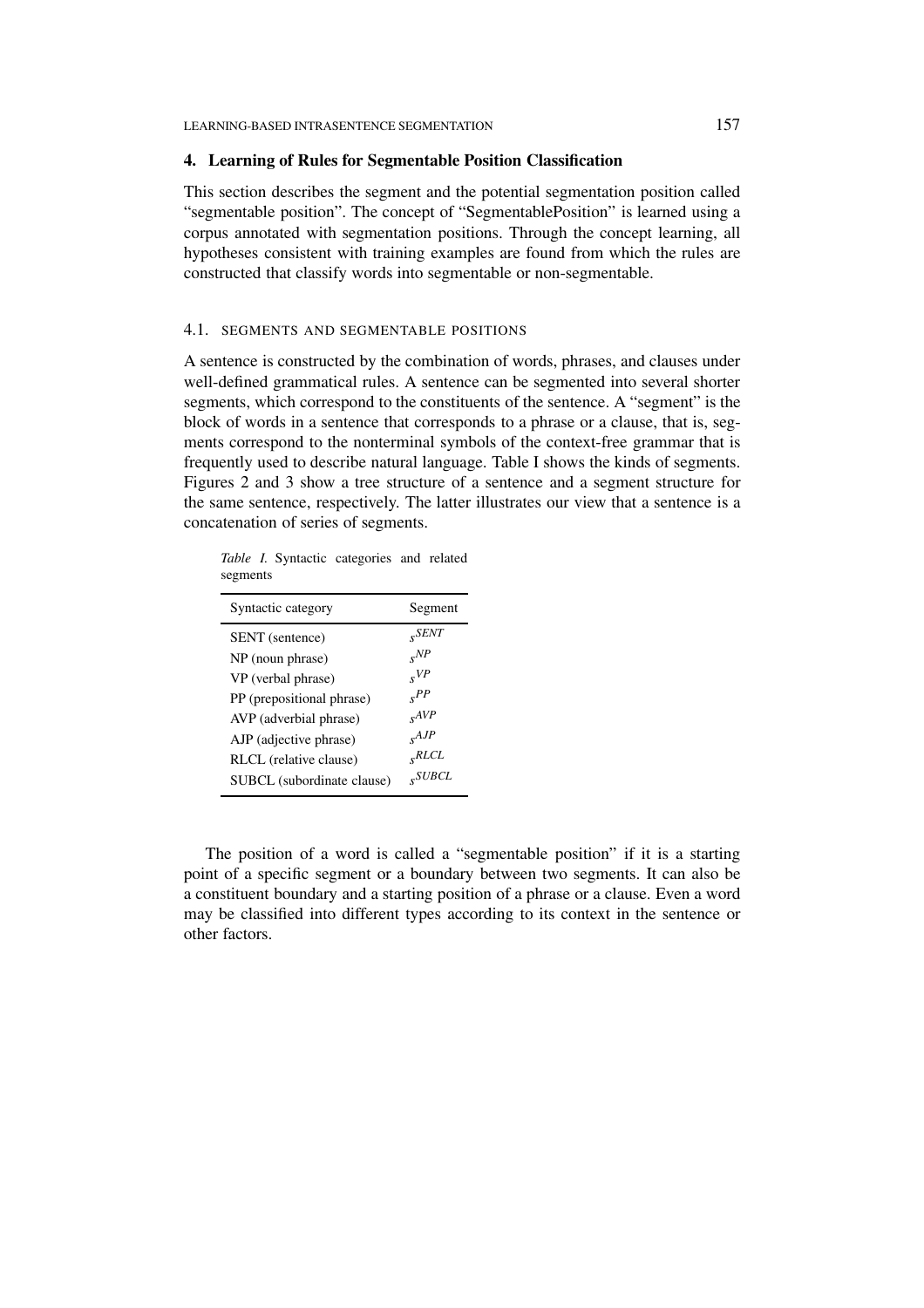## 4. Learning of Rules for Segmentable Position Classification

This section describes the segment and the potential segmentation position called "segmentable position". The concept of "SegmentablePosition" is learned using a corpus annotated with segmentation positions. Through the concept learning, all hypotheses consistent with training examples are found from which the rules are constructed that classify words into segmentable or non-segmentable.

### 4.1. SEGMENTS AND SEGMENTABLE POSITIONS

A sentence is constructed by the combination of words, phrases, and clauses under well-defined grammatical rules. A sentence can be segmented into several shorter segments, which correspond to the constituents of the sentence. A "segment" is the block of words in a sentence that corresponds to a phrase or a clause, that is, segments correspond to the nonterminal symbols of the context-free grammar that is frequently used to describe natural language. Table I shows the kinds of segments. Figures 2 and 3 show a tree structure of a sentence and a segment structure for the same sentence, respectively. The latter illustrates our view that a sentence is a concatenation of series of segments.

*Table I.* Syntactic categories and related segments

| Syntactic category | Segment |
|---|---|
| SENT (sentence) | $s^{SENT}$ |
| NP (noun phrase) | $s^{NP}$ |
| VP (verbal phrase) | $s^{VP}$ |
| PP (prepositional phrase) | $s^{PP}$ |
| AVP (adverbial phrase) | $s^{AVP}$ |
| AJP (adjective phrase) | $s^{AJP}$ |
| RLCL (relative clause) | $s^{RLCL}$ |
| SUBCL (subordinate clause) | $s^{SUBCL}$ |

The position of a word is called a "segmentable position" if it is a starting point of a specific segment or a boundary between two segments. It can also be a constituent boundary and a starting position of a phrase or a clause. Even a word may be classified into different types according to its context in the sentence or other factors.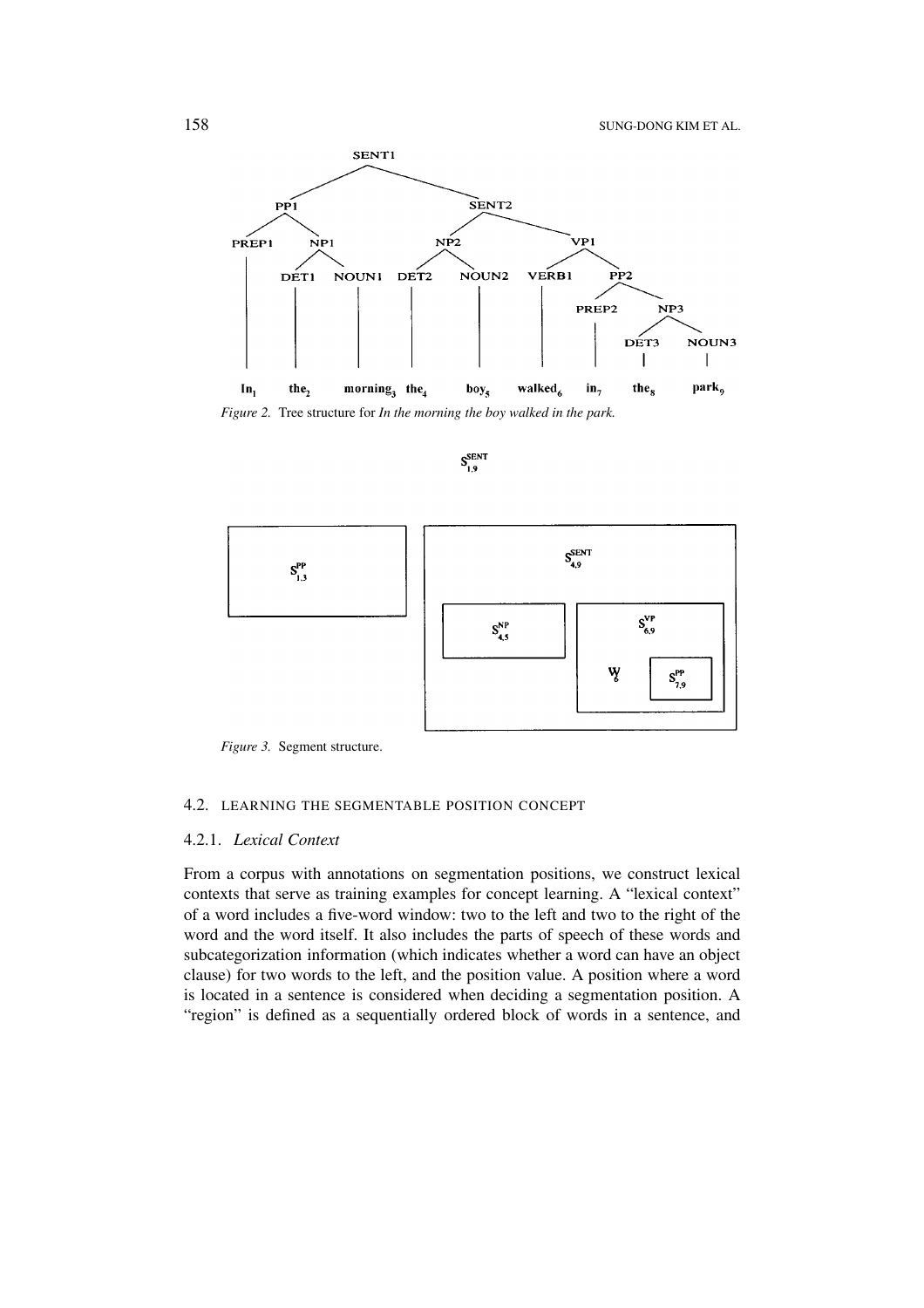*Figure 2.* Tree structure for *In the morning the boy walked in the park.*

*Figure 3.* Segment structure.

### 4.2. LEARNING THE SEGMENTABLE POSITION CONCEPT

#### 4.2.1. *Lexical Context*

From a corpus with annotations on segmentation positions, we construct lexical contexts that serve as training examples for concept learning. A "lexical context" of a word includes a five-word window: two to the left and two to the right of the word and the word itself. It also includes the parts of speech of these words and subcategorization information (which indicates whether a word can have an object clause) for two words to the left, and the position value. A position where a word is located in a sentence is considered when deciding a segmentation position. A "region" is defined as a sequentially ordered block of words in a sentence, and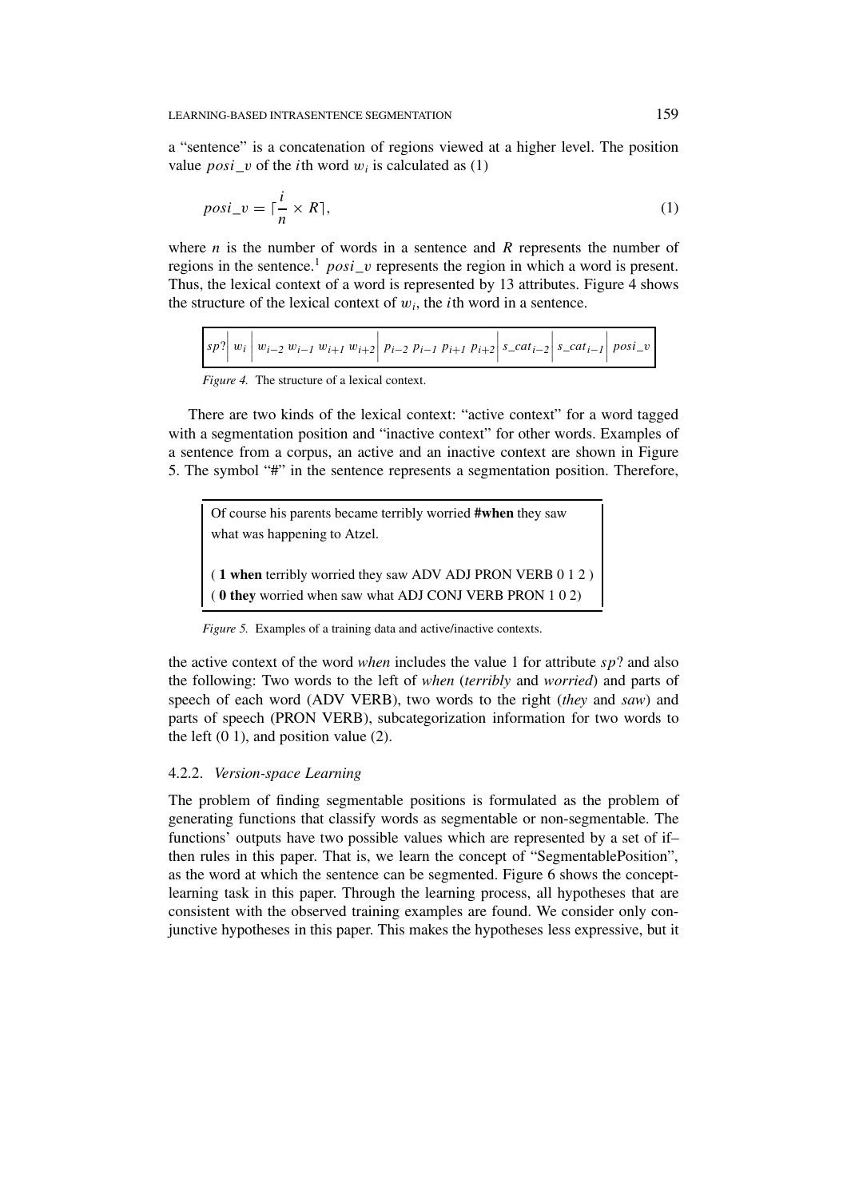a “sentence” is a concatenation of regions viewed at a higher level. The position value $posi\_v$ of the $i$th word $w_i$ is calculated as (1)

$$posi\_v = \lceil \frac{i}{n} \times R \rceil, \tag{1}$$

where $n$ is the number of words in a sentence and $R$ represents the number of regions in the sentence.[1] $posi\_v$ represents the region in which a word is present. Thus, the lexical context of a word is represented by 13 attributes. Figure 4 shows the structure of the lexical context of $w_i$, the $i$th word in a sentence.

| $sp?$ | $w_i$ | $w_{i-2}\ w_{i-1}\ w_{i+1}\ w_{i+2}$ | $p_{i-2}\ p_{i-1}\ p_{i+1}\ p_{i+2}$ | $s\_cat_{i-2}$ | $s\_cat_{i-1}$ | $posi\_v$ |
|---|---|---|---|---|---|---|

*Figure 4.* The structure of a lexical context.

There are two kinds of the lexical context: “active context” for a word tagged with a segmentation position and “inactive context” for other words. Examples of a sentence from a corpus, an active and an inactive context are shown in Figure 5. The symbol “#” in the sentence represents a segmentation position. Therefore,

> Of course his parents became terribly worried **#when** they saw what was happening to Atzel.
>
> ( **1 when** terribly worried they saw ADV ADJ PRON VERB 0 1 2 )
> ( **0 they** worried when saw what ADJ CONJ VERB PRON 1 0 2)

*Figure 5.* Examples of a training data and active/inactive contexts.

the active context of the word *when* includes the value 1 for attribute $sp?$ and also the following: Two words to the left of *when* (*terribly* and *worried*) and parts of speech of each word (ADV VERB), two words to the right (*they* and *saw*) and parts of speech (PRON VERB), subcategorization information for two words to the left (0 1), and position value (2).

### 4.2.2. *Version-space Learning*

The problem of finding segmentable positions is formulated as the problem of generating functions that classify words as segmentable or non-segmentable. The functions’ outputs have two possible values which are represented by a set of if–then rules in this paper. That is, we learn the concept of “SegmentablePosition”, as the word at which the sentence can be segmented. Figure 6 shows the concept-learning task in this paper. Through the learning process, all hypotheses that are consistent with the observed training examples are found. We consider only conjunctive hypotheses in this paper. This makes the hypotheses less expressive, but it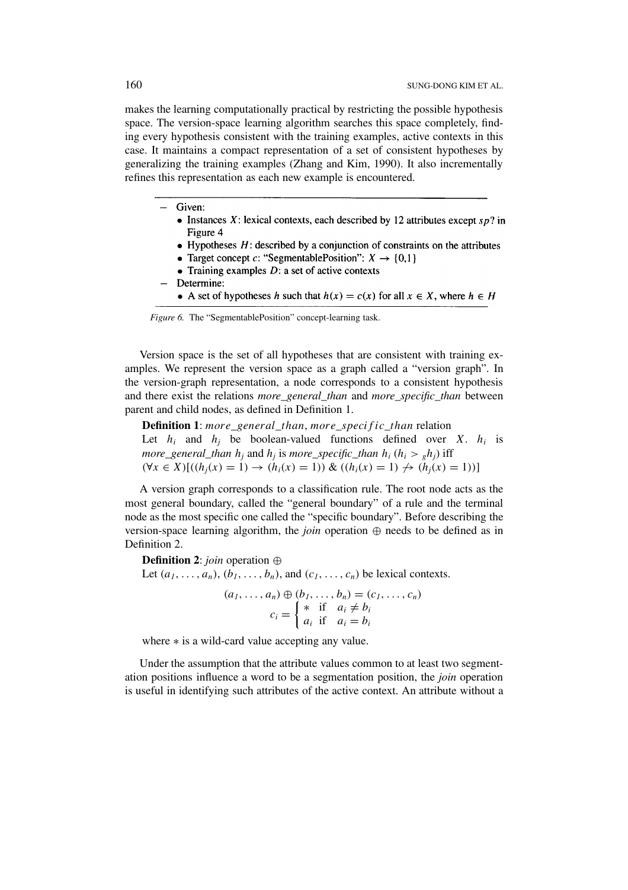makes the learning computationally practical by restricting the possible hypothesis space. The version-space learning algorithm searches this space completely, finding every hypothesis consistent with the training examples, active contexts in this case. It maintains a compact representation of a set of consistent hypotheses by generalizing the training examples (Zhang and Kim, 1990). It also incrementally refines this representation as each new example is encountered.

- Given:
  - Instances $X$: lexical contexts, each described by 12 attributes except $sp?$ in Figure 4
  - Hypotheses $H$: described by a conjunction of constraints on the attributes
  - Target concept $c$: "SegmentablePosition": $X \rightarrow \{0,1\}$
  - Training examples $D$: a set of active contexts
- Determine:
  - A set of hypotheses $h$ such that $h(x) = c(x)$ for all $x \in X$, where $h \in H$

*Figure 6.* The "SegmentablePosition" concept-learning task.

Version space is the set of all hypotheses that are consistent with training examples. We represent the version space as a graph called a "version graph". In the version-graph representation, a node corresponds to a consistent hypothesis and there exist the relations *more_general_than* and *more_specific_than* between parent and child nodes, as defined in Definition 1.

**Definition 1**: *more_general_than*, *more_specific_than* relation
Let $h_i$ and $h_j$ be boolean-valued functions defined over $X$. $h_i$ is *more_general_than* $h_j$ and $h_j$ is *more_specific_than* $h_i$ ($h_i >_g h_j$) iff
$(\forall x \in X)[((h_j(x) = 1) \rightarrow (h_i(x) = 1))\ \&\ ((h_i(x) = 1) \not\rightarrow (h_j(x) = 1))]$

A version graph corresponds to a classification rule. The root node acts as the most general boundary, called the "general boundary" of a rule and the terminal node as the most specific one called the "specific boundary". Before describing the version-space learning algorithm, the *join* operation $\oplus$ needs to be defined as in Definition 2.

**Definition 2**: *join* operation $\oplus$
Let $(a_1, \ldots, a_n)$, $(b_1, \ldots, b_n)$, and $(c_1, \ldots, c_n)$ be lexical contexts.

$$(a_1, \ldots, a_n) \oplus (b_1, \ldots, b_n) = (c_1, \ldots, c_n)$$
$$c_i = \begin{cases} * & \text{if} \quad a_i \neq b_i \\ a_i & \text{if} \quad a_i = b_i \end{cases}$$

where $*$ is a wild-card value accepting any value.

Under the assumption that the attribute values common to at least two segmentation positions influence a word to be a segmentation position, the *join* operation is useful in identifying such attributes of the active context. An attribute without a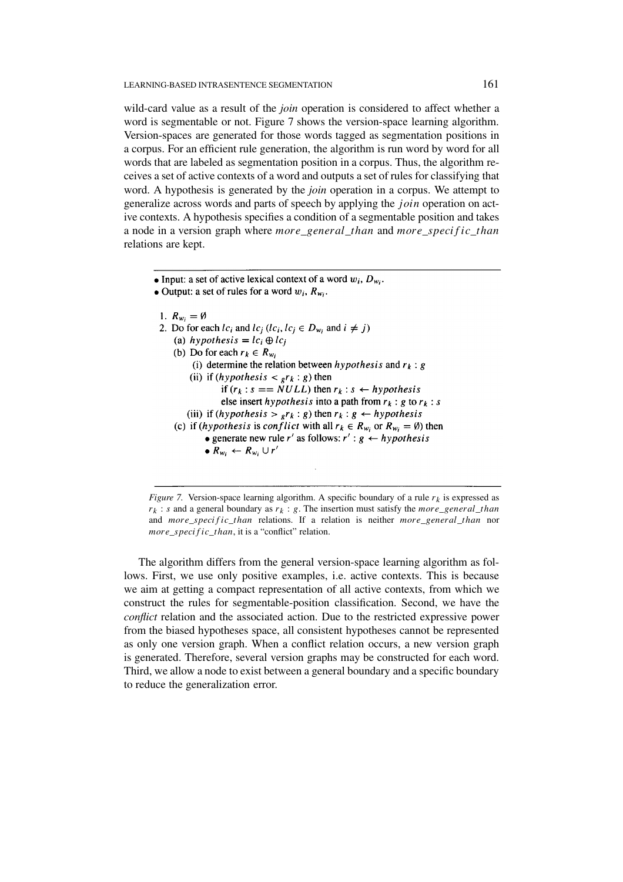wild-card value as a result of the *join* operation is considered to affect whether a word is segmentable or not. Figure 7 shows the version-space learning algorithm. Version-spaces are generated for those words tagged as segmentation positions in a corpus. For an efficient rule generation, the algorithm is run word by word for all words that are labeled as segmentation position in a corpus. Thus, the algorithm receives a set of active contexts of a word and outputs a set of rules for classifying that word. A hypothesis is generated by the *join* operation in a corpus. We attempt to generalize across words and parts of speech by applying the *join* operation on active contexts. A hypothesis specifies a condition of a segmentable position and takes a node in a version graph where *more_general_than* and *more_specific_than* relations are kept.

---

- Input: a set of active lexical context of a word $w_i$, $D_{w_i}$.
- Output: a set of rules for a word $w_i$, $R_{w_i}$.

1. $R_{w_i} = \emptyset$
2. Do for each $lc_i$ and $lc_j$ ($lc_i, lc_j \in D_{w_i}$ and $i \neq j$)
   (a) $hypothesis = lc_i \oplus lc_j$
   (b) Do for each $r_k \in R_{w_i}$
      (i) determine the relation between $hypothesis$ and $r_k : g$
      (ii) if ($hypothesis <_g r_k : g$) then
         if ($r_k : s == NULL$) then $r_k : s \leftarrow hypothesis$
         else insert $hypothesis$ into a path from $r_k : g$ to $r_k : s$
      (iii) if ($hypothesis >_g r_k : g$) then $r_k : g \leftarrow hypothesis$
   (c) if ($hypothesis$ is $conflict$ with all $r_k \in R_{w_i}$ or $R_{w_i} = \emptyset$) then
      - generate new rule $r'$ as follows: $r' : g \leftarrow hypothesis$
      - $R_{w_i} \leftarrow R_{w_i} \cup r'$

---

*Figure 7.* Version-space learning algorithm. A specific boundary of a rule $r_k$ is expressed as $r_k : s$ and a general boundary as $r_k : g$. The insertion must satisfy the *more_general_than* and *more_specific_than* relations. If a relation is neither *more_general_than* nor *more_specific_than*, it is a "conflict" relation.

The algorithm differs from the general version-space learning algorithm as follows. First, we use only positive examples, i.e. active contexts. This is because we aim at getting a compact representation of all active contexts, from which we construct the rules for segmentable-position classification. Second, we have the *conflict* relation and the associated action. Due to the restricted expressive power from the biased hypotheses space, all consistent hypotheses cannot be represented as only one version graph. When a conflict relation occurs, a new version graph is generated. Therefore, several version graphs may be constructed for each word. Third, we allow a node to exist between a general boundary and a specific boundary to reduce the generalization error.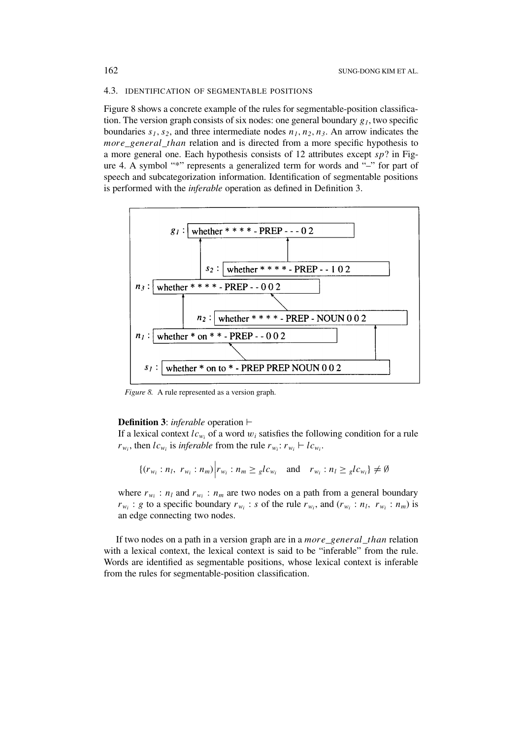### 4.3. IDENTIFICATION OF SEGMENTABLE POSITIONS

Figure 8 shows a concrete example of the rules for segmentable-position classification. The version graph consists of six nodes: one general boundary $g_1$, two specific boundaries $s_1$, $s_2$, and three intermediate nodes $n_1$, $n_2$, $n_3$. An arrow indicates the *more_general_than* relation and is directed from a more specific hypothesis to a more general one. Each hypothesis consists of 12 attributes except *sp*? in Figure 4. A symbol "*" represents a generalized term for words and "–" for part of speech and subcategorization information. Identification of segmentable positions is performed with the *inferable* operation as defined in Definition 3.

```
g1 : whether * * * * - PREP - - - 0 2
s2 : whether * * * * - PREP - - 1 0 2
n3 : whether * * * * - PREP - - 0 0 2
n2 : whether * * * * - PREP - NOUN 0 0 2
n1 : whether * on * * - PREP - - 0 0 2
s1 : whether * on to * - PREP PREP NOUN 0 0 2
```

*Figure 8.* A rule represented as a version graph.

**Definition 3**: *inferable* operation $\vdash$
If a lexical context $lc_{w_i}$ of a word $w_i$ satisfies the following condition for a rule $r_{w_i}$, then $lc_{w_i}$ is *inferable* from the rule $r_{w_i}$: $r_{w_i} \vdash lc_{w_i}$.

$$\{(r_{w_i} : n_l,\ r_{w_i} : n_m) \Big| r_{w_i} : n_m \geq {}_g lc_{w_i} \quad \text{and} \quad r_{w_i} : n_l \geq {}_g lc_{w_i}\} \neq \emptyset$$

where $r_{w_i} : n_l$ and $r_{w_i} : n_m$ are two nodes on a path from a general boundary $r_{w_i} : g$ to a specific boundary $r_{w_i} : s$ of the rule $r_{w_i}$, and $(r_{w_i} : n_l,\ r_{w_i} : n_m)$ is an edge connecting two nodes.

If two nodes on a path in a version graph are in a *more_general_than* relation with a lexical context, the lexical context is said to be "inferable" from the rule. Words are identified as segmentable positions, whose lexical context is inferable from the rules for segmentable-position classification.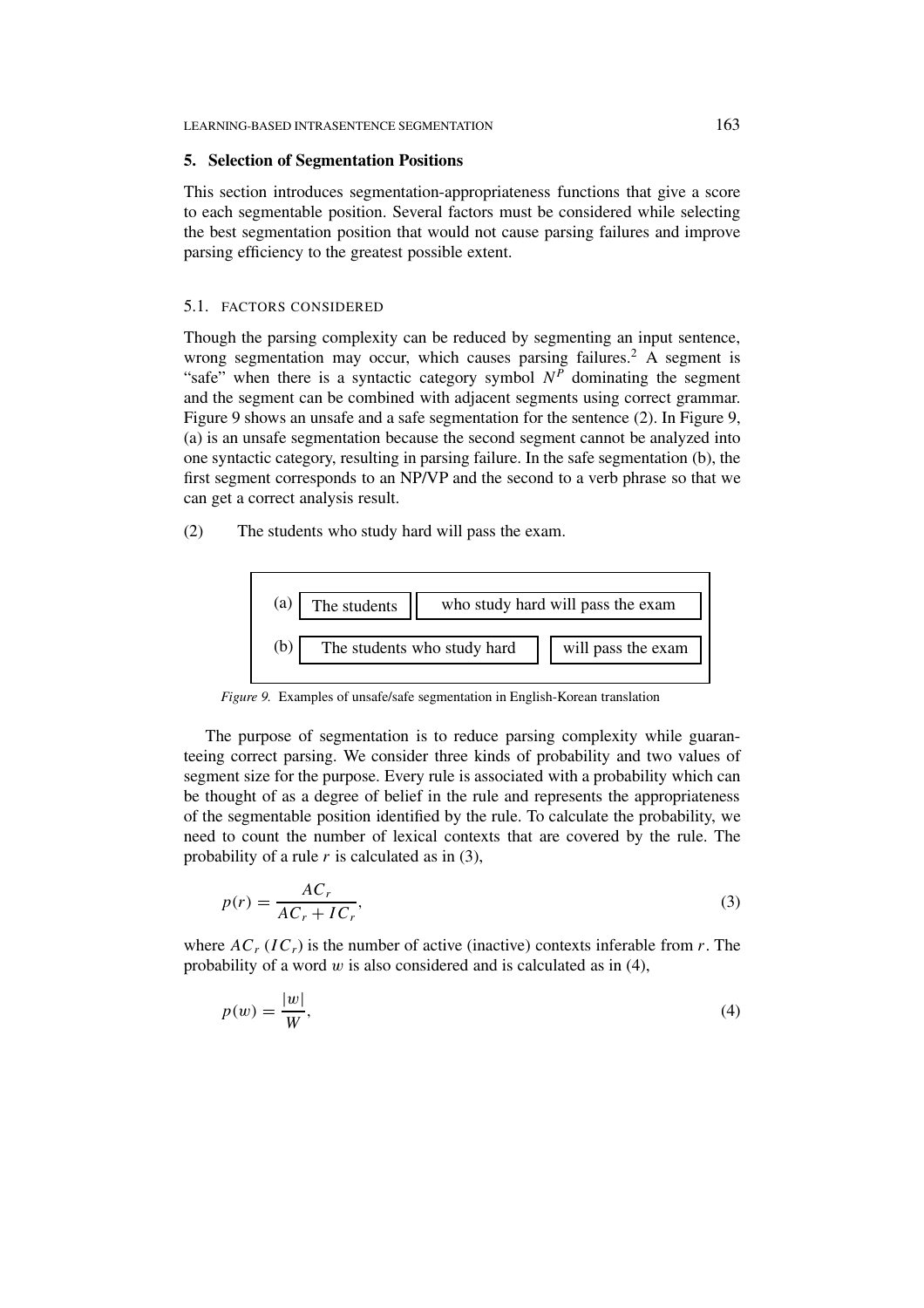## 5. Selection of Segmentation Positions

This section introduces segmentation-appropriateness functions that give a score to each segmentable position. Several factors must be considered while selecting the best segmentation position that would not cause parsing failures and improve parsing efficiency to the greatest possible extent.

### 5.1. FACTORS CONSIDERED

Though the parsing complexity can be reduced by segmenting an input sentence, wrong segmentation may occur, which causes parsing failures.[2] A segment is "safe" when there is a syntactic category symbol $N^P$ dominating the segment and the segment can be combined with adjacent segments using correct grammar. Figure 9 shows an unsafe and a safe segmentation for the sentence (2). In Figure 9, (a) is an unsafe segmentation because the second segment cannot be analyzed into one syntactic category, resulting in parsing failure. In the safe segmentation (b), the first segment corresponds to an NP/VP and the second to a verb phrase so that we can get a correct analysis result.

(2) The students who study hard will pass the exam.

(a) [The students] [who study hard will pass the exam]

(b) [The students who study hard] [will pass the exam]

*Figure 9.* Examples of unsafe/safe segmentation in English-Korean translation

The purpose of segmentation is to reduce parsing complexity while guaranteeing correct parsing. We consider three kinds of probability and two values of segment size for the purpose. Every rule is associated with a probability which can be thought of as a degree of belief in the rule and represents the appropriateness of the segmentable position identified by the rule. To calculate the probability, we need to count the number of lexical contexts that are covered by the rule. The probability of a rule $r$ is calculated as in (3),

$$p(r) = \frac{AC_r}{AC_r + IC_r}, \tag{3}$$

where $AC_r$ ($IC_r$) is the number of active (inactive) contexts inferable from $r$. The probability of a word $w$ is also considered and is calculated as in (4),

$$p(w) = \frac{|w|}{W}, \tag{4}$$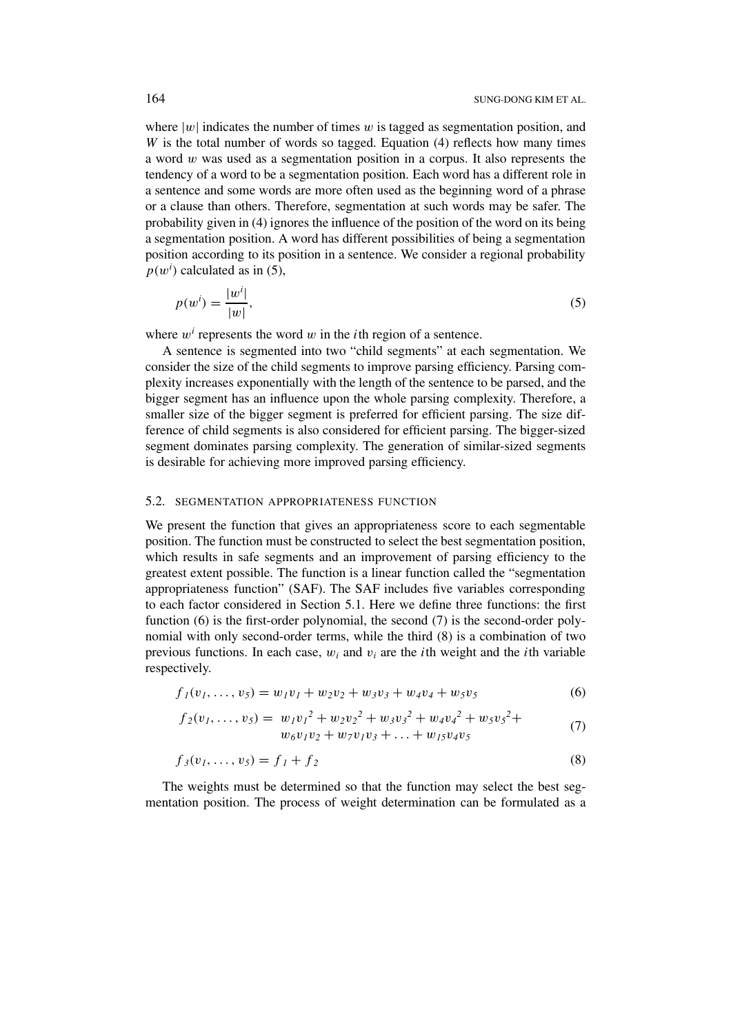where $|w|$ indicates the number of times $w$ is tagged as segmentation position, and $W$ is the total number of words so tagged. Equation (4) reflects how many times a word $w$ was used as a segmentation position in a corpus. It also represents the tendency of a word to be a segmentation position. Each word has a different role in a sentence and some words are more often used as the beginning word of a phrase or a clause than others. Therefore, segmentation at such words may be safer. The probability given in (4) ignores the influence of the position of the word on its being a segmentation position. A word has different possibilities of being a segmentation position according to its position in a sentence. We consider a regional probability $p(w^i)$ calculated as in (5),

$$p(w^i) = \frac{|w^i|}{|w|}, \tag{5}$$

where $w^i$ represents the word $w$ in the $i$th region of a sentence.

A sentence is segmented into two "child segments" at each segmentation. We consider the size of the child segments to improve parsing efficiency. Parsing complexity increases exponentially with the length of the sentence to be parsed, and the bigger segment has an influence upon the whole parsing complexity. Therefore, a smaller size of the bigger segment is preferred for efficient parsing. The size difference of child segments is also considered for efficient parsing. The bigger-sized segment dominates parsing complexity. The generation of similar-sized segments is desirable for achieving more improved parsing efficiency.

### 5.2. SEGMENTATION APPROPRIATENESS FUNCTION

We present the function that gives an appropriateness score to each segmentable position. The function must be constructed to select the best segmentation position, which results in safe segments and an improvement of parsing efficiency to the greatest extent possible. The function is a linear function called the "segmentation appropriateness function" (SAF). The SAF includes five variables corresponding to each factor considered in Section 5.1. Here we define three functions: the first function (6) is the first-order polynomial, the second (7) is the second-order polynomial with only second-order terms, while the third (8) is a combination of two previous functions. In each case, $w_i$ and $v_i$ are the $i$th weight and the $i$th variable respectively.

$$f_1(v_1, \ldots, v_5) = w_1 v_1 + w_2 v_2 + w_3 v_3 + w_4 v_4 + w_5 v_5 \tag{6}$$

$$\begin{aligned} f_2(v_1, \ldots, v_5) = \; & w_1 {v_1}^2 + w_2 {v_2}^2 + w_3 {v_3}^2 + w_4 {v_4}^2 + w_5 {v_5}^2 + \\ & w_6 v_1 v_2 + w_7 v_1 v_3 + \ldots + w_{15} v_4 v_5 \end{aligned} \tag{7}$$

$$f_3(v_1, \ldots, v_5) = f_1 + f_2 \tag{8}$$

The weights must be determined so that the function may select the best segmentation position. The process of weight determination can be formulated as a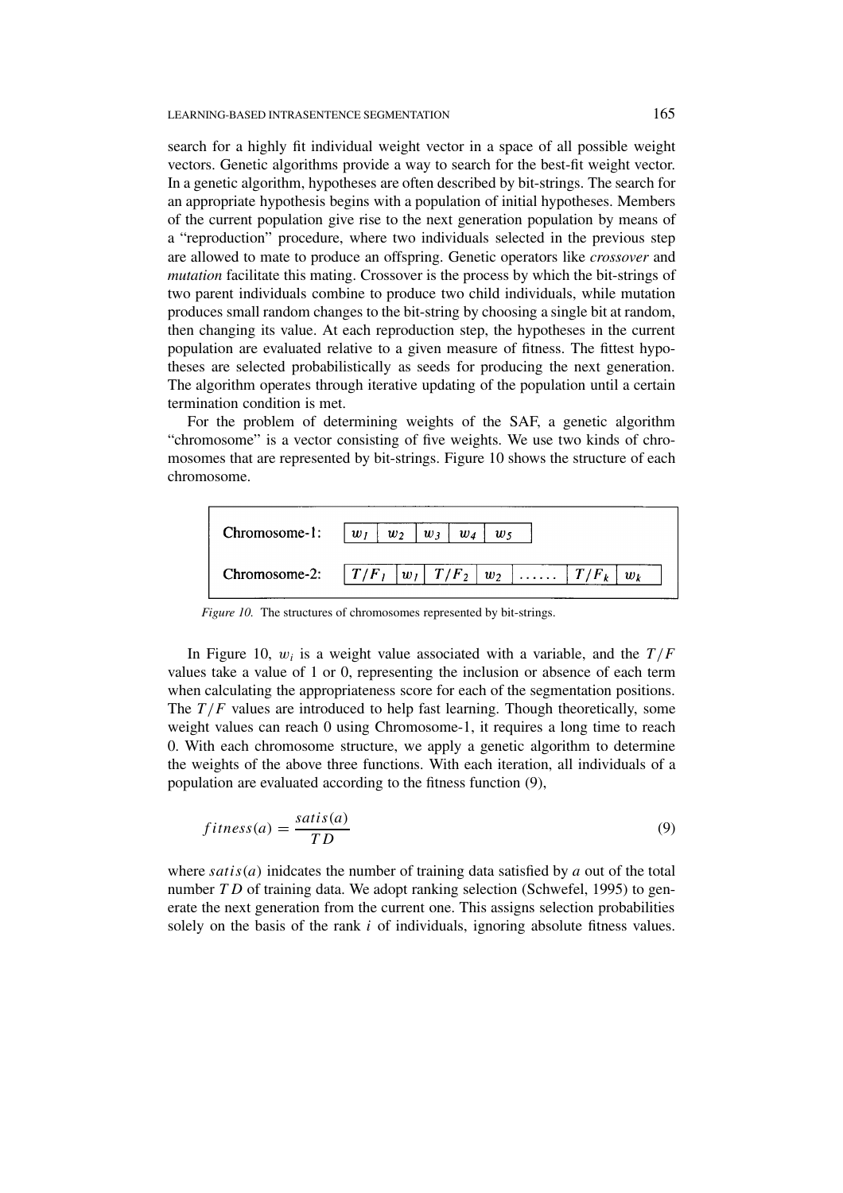search for a highly fit individual weight vector in a space of all possible weight vectors. Genetic algorithms provide a way to search for the best-fit weight vector. In a genetic algorithm, hypotheses are often described by bit-strings. The search for an appropriate hypothesis begins with a population of initial hypotheses. Members of the current population give rise to the next generation population by means of a "reproduction" procedure, where two individuals selected in the previous step are allowed to mate to produce an offspring. Genetic operators like *crossover* and *mutation* facilitate this mating. Crossover is the process by which the bit-strings of two parent individuals combine to produce two child individuals, while mutation produces small random changes to the bit-string by choosing a single bit at random, then changing its value. At each reproduction step, the hypotheses in the current population are evaluated relative to a given measure of fitness. The fittest hypotheses are selected probabilistically as seeds for producing the next generation. The algorithm operates through iterative updating of the population until a certain termination condition is met.

For the problem of determining weights of the SAF, a genetic algorithm "chromosome" is a vector consisting of five weights. We use two kinds of chromosomes that are represented by bit-strings. Figure 10 shows the structure of each chromosome.

| Chromosome-1: | $w_1$ | $w_2$ | $w_3$ | $w_4$ | $w_5$ | | | |
|---|---|---|---|---|---|---|---|---|
| Chromosome-2: | $T/F_1$ | $w_1$ | $T/F_2$ | $w_2$ | ...... | $T/F_k$ | $w_k$ | |

*Figure 10.* The structures of chromosomes represented by bit-strings.

In Figure 10, $w_i$ is a weight value associated with a variable, and the $T/F$ values take a value of 1 or 0, representing the inclusion or absence of each term when calculating the appropriateness score for each of the segmentation positions. The $T/F$ values are introduced to help fast learning. Though theoretically, some weight values can reach 0 using Chromosome-1, it requires a long time to reach 0. With each chromosome structure, we apply a genetic algorithm to determine the weights of the above three functions. With each iteration, all individuals of a population are evaluated according to the fitness function (9),

$$fitness(a) = \frac{satis(a)}{TD} \tag{9}$$

where $satis(a)$ inidcates the number of training data satisfied by $a$ out of the total number $TD$ of training data. We adopt ranking selection (Schwefel, 1995) to generate the next generation from the current one. This assigns selection probabilities solely on the basis of the rank $i$ of individuals, ignoring absolute fitness values.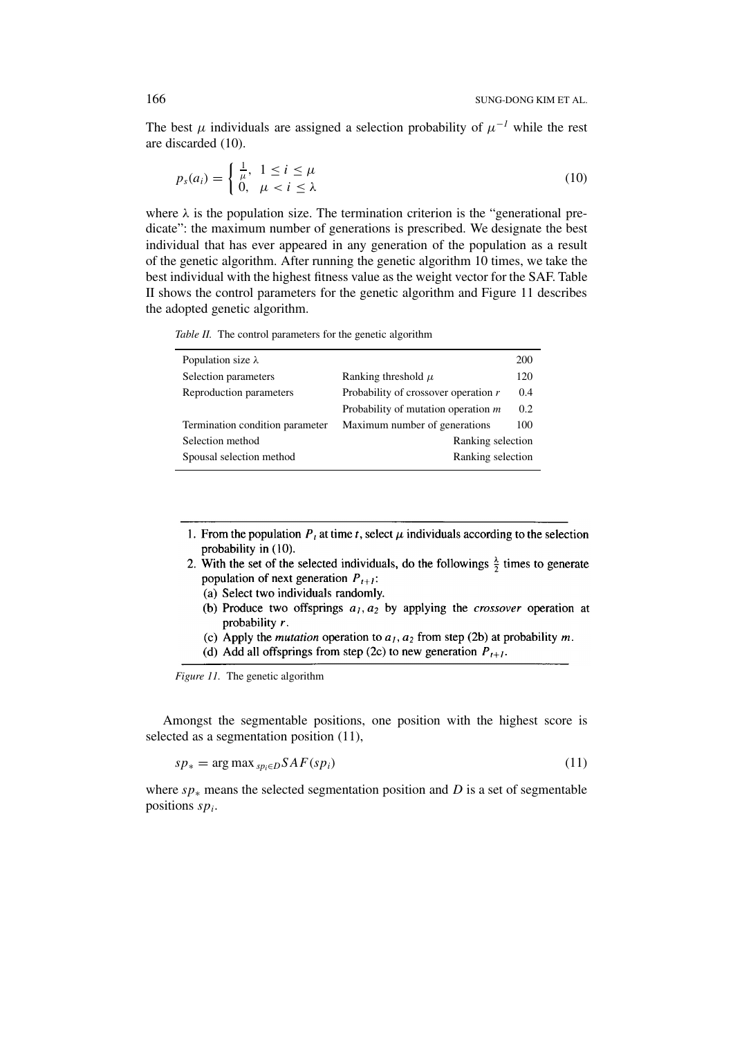The best $\mu$ individuals are assigned a selection probability of $\mu^{-1}$ while the rest are discarded (10).

$$p_s(a_i) = \begin{cases} \frac{1}{\mu}, & 1 \leq i \leq \mu \\ 0, & \mu < i \leq \lambda \end{cases} \tag{10}$$

where $\lambda$ is the population size. The termination criterion is the "generational predicate": the maximum number of generations is prescribed. We designate the best individual that has ever appeared in any generation of the population as a result of the genetic algorithm. After running the genetic algorithm 10 times, we take the best individual with the highest fitness value as the weight vector for the SAF. Table II shows the control parameters for the genetic algorithm and Figure 11 describes the adopted genetic algorithm.

*Table II.* The control parameters for the genetic algorithm

| | | |
|---|---|---|
| Population size $\lambda$ | | 200 |
| Selection parameters | Ranking threshold $\mu$ | 120 |
| Reproduction parameters | Probability of crossover operation $r$ | 0.4 |
| | Probability of mutation operation $m$ | 0.2 |
| Termination condition parameter | Maximum number of generations | 100 |
| Selection method | | Ranking selection |
| Spousal selection method | | Ranking selection |

---

1. From the population $P_t$ at time $t$, select $\mu$ individuals according to the selection probability in (10).
2. With the set of the selected individuals, do the followings $\frac{\lambda}{2}$ times to generate population of next generation $P_{t+1}$:
   (a) Select two individuals randomly.
   (b) Produce two offsprings $a_1, a_2$ by applying the *crossover* operation at probability $r$.
   (c) Apply the *mutation* operation to $a_1, a_2$ from step (2b) at probability $m$.
   (d) Add all offsprings from step (2c) to new generation $P_{t+1}$.

---

*Figure 11.* The genetic algorithm

Amongst the segmentable positions, one position with the highest score is selected as a segmentation position (11),

$$sp_* = \arg\max_{sp_i \in D} SAF(sp_i) \tag{11}$$

where $sp_*$ means the selected segmentation position and $D$ is a set of segmentable positions $sp_i$.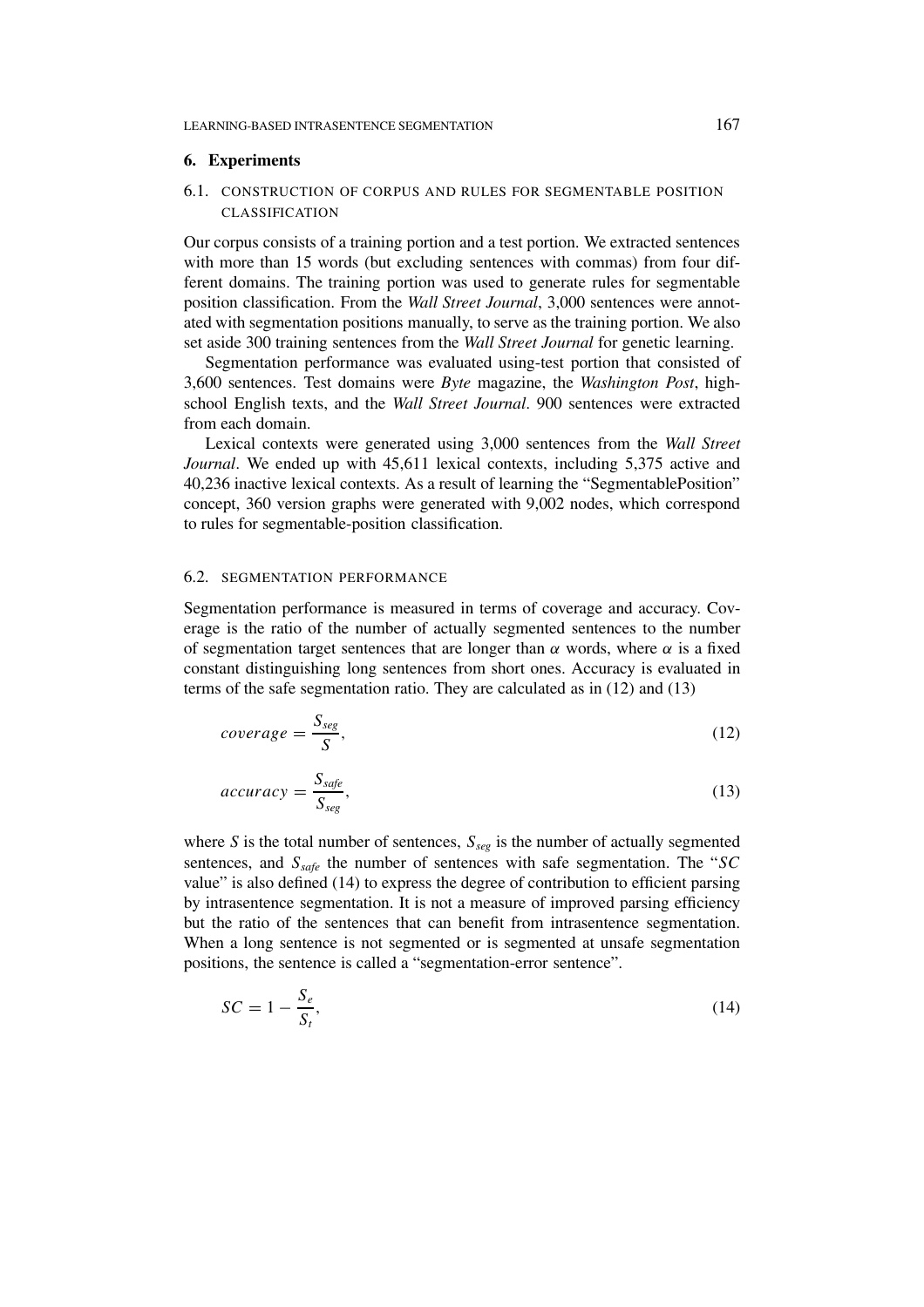## 6. Experiments

### 6.1. CONSTRUCTION OF CORPUS AND RULES FOR SEGMENTABLE POSITION CLASSIFICATION

Our corpus consists of a training portion and a test portion. We extracted sentences with more than 15 words (but excluding sentences with commas) from four different domains. The training portion was used to generate rules for segmentable position classification. From the *Wall Street Journal*, 3,000 sentences were annotated with segmentation positions manually, to serve as the training portion. We also set aside 300 training sentences from the *Wall Street Journal* for genetic learning.

Segmentation performance was evaluated using-test portion that consisted of 3,600 sentences. Test domains were *Byte* magazine, the *Washington Post*, high-school English texts, and the *Wall Street Journal*. 900 sentences were extracted from each domain.

Lexical contexts were generated using 3,000 sentences from the *Wall Street Journal*. We ended up with 45,611 lexical contexts, including 5,375 active and 40,236 inactive lexical contexts. As a result of learning the "SegmentablePosition" concept, 360 version graphs were generated with 9,002 nodes, which correspond to rules for segmentable-position classification.

### 6.2. SEGMENTATION PERFORMANCE

Segmentation performance is measured in terms of coverage and accuracy. Coverage is the ratio of the number of actually segmented sentences to the number of segmentation target sentences that are longer than $\alpha$ words, where $\alpha$ is a fixed constant distinguishing long sentences from short ones. Accuracy is evaluated in terms of the safe segmentation ratio. They are calculated as in (12) and (13)

$$coverage = \frac{S_{seg}}{S}, \tag{12}$$

$$accuracy = \frac{S_{safe}}{S_{seg}}, \tag{13}$$

where $S$ is the total number of sentences, $S_{seg}$ is the number of actually segmented sentences, and $S_{safe}$ the number of sentences with safe segmentation. The "$SC$ value" is also defined (14) to express the degree of contribution to efficient parsing by intrasentence segmentation. It is not a measure of improved parsing efficiency but the ratio of the sentences that can benefit from intrasentence segmentation. When a long sentence is not segmented or is segmented at unsafe segmentation positions, the sentence is called a "segmentation-error sentence".

$$SC = 1 - \frac{S_e}{S_t}, \tag{14}$$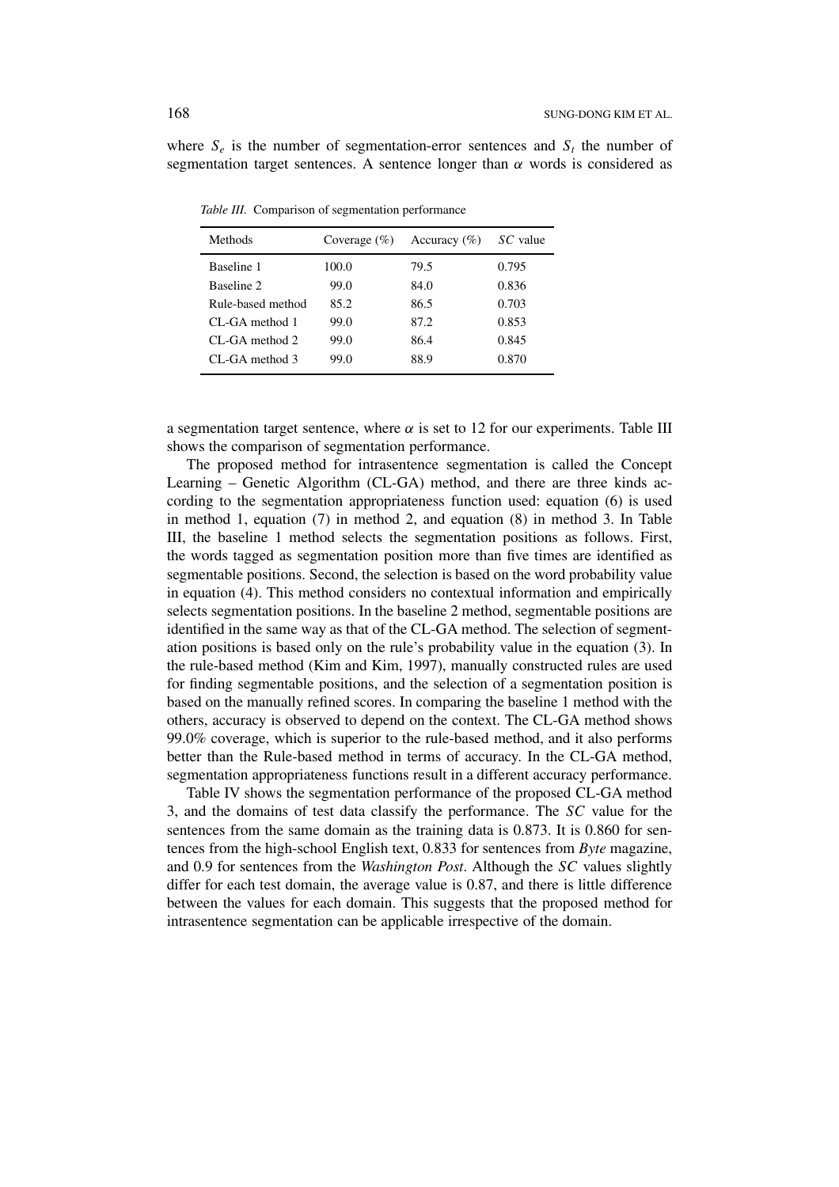where $S_e$ is the number of segmentation-error sentences and $S_t$ the number of segmentation target sentences. A sentence longer than $\alpha$ words is considered as

*Table III.* Comparison of segmentation performance

| Methods | Coverage (%) | Accuracy (%) | *SC* value |
|---|---|---|---|
| Baseline 1 | 100.0 | 79.5 | 0.795 |
| Baseline 2 | 99.0 | 84.0 | 0.836 |
| Rule-based method | 85.2 | 86.5 | 0.703 |
| CL-GA method 1 | 99.0 | 87.2 | 0.853 |
| CL-GA method 2 | 99.0 | 86.4 | 0.845 |
| CL-GA method 3 | 99.0 | 88.9 | 0.870 |

a segmentation target sentence, where $\alpha$ is set to 12 for our experiments. Table III shows the comparison of segmentation performance.

The proposed method for intrasentence segmentation is called the Concept Learning – Genetic Algorithm (CL-GA) method, and there are three kinds according to the segmentation appropriateness function used: equation (6) is used in method 1, equation (7) in method 2, and equation (8) in method 3. In Table III, the baseline 1 method selects the segmentation positions as follows. First, the words tagged as segmentation position more than five times are identified as segmentable positions. Second, the selection is based on the word probability value in equation (4). This method considers no contextual information and empirically selects segmentation positions. In the baseline 2 method, segmentable positions are identified in the same way as that of the CL-GA method. The selection of segmentation positions is based only on the rule's probability value in the equation (3). In the rule-based method (Kim and Kim, 1997), manually constructed rules are used for finding segmentable positions, and the selection of a segmentation position is based on the manually refined scores. In comparing the baseline 1 method with the others, accuracy is observed to depend on the context. The CL-GA method shows 99.0% coverage, which is superior to the rule-based method, and it also performs better than the Rule-based method in terms of accuracy. In the CL-GA method, segmentation appropriateness functions result in a different accuracy performance.

Table IV shows the segmentation performance of the proposed CL-GA method 3, and the domains of test data classify the performance. The *SC* value for the sentences from the same domain as the training data is 0.873. It is 0.860 for sentences from the high-school English text, 0.833 for sentences from *Byte* magazine, and 0.9 for sentences from the *Washington Post*. Although the *SC* values slightly differ for each test domain, the average value is 0.87, and there is little difference between the values for each domain. This suggests that the proposed method for intrasentence segmentation can be applicable irrespective of the domain.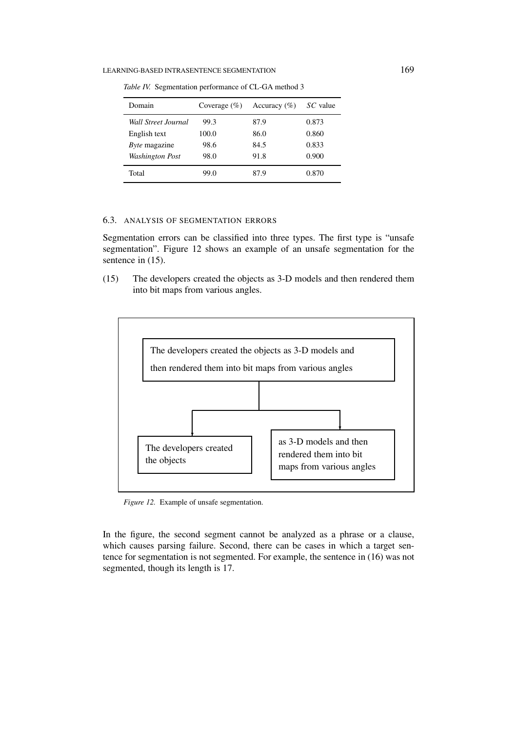*Table IV.* Segmentation performance of CL-GA method 3

| Domain | Coverage (%) | Accuracy (%) | *SC* value |
|---|---|---|---|
| *Wall Street Journal* | 99.3 | 87.9 | 0.873 |
| English text | 100.0 | 86.0 | 0.860 |
| *Byte* magazine | 98.6 | 84.5 | 0.833 |
| *Washington Post* | 98.0 | 91.8 | 0.900 |
| Total | 99.0 | 87.9 | 0.870 |

### 6.3. ANALYSIS OF SEGMENTATION ERRORS

Segmentation errors can be classified into three types. The first type is "unsafe segmentation". Figure 12 shows an example of an unsafe segmentation for the sentence in (15).

(15) The developers created the objects as 3-D models and then rendered them into bit maps from various angles.

The developers created the objects as 3-D models and then rendered them into bit maps from various angles

The developers created the objects

as 3-D models and then rendered them into bit maps from various angles

*Figure 12.* Example of unsafe segmentation.

In the figure, the second segment cannot be analyzed as a phrase or a clause, which causes parsing failure. Second, there can be cases in which a target sentence for segmentation is not segmented. For example, the sentence in (16) was not segmented, though its length is 17.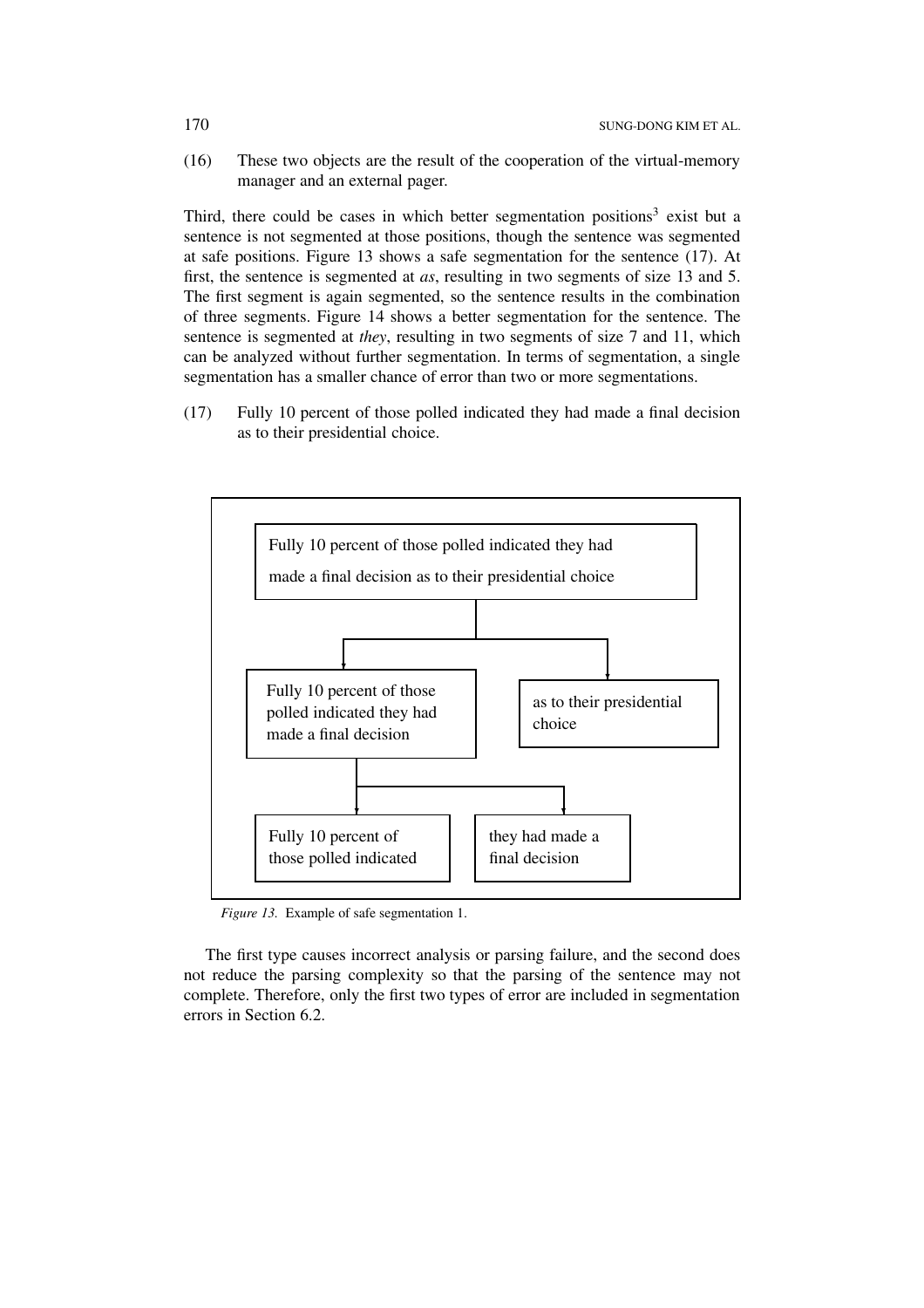(16) These two objects are the result of the cooperation of the virtual-memory manager and an external pager.

Third, there could be cases in which better segmentation positions[3] exist but a sentence is not segmented at those positions, though the sentence was segmented at safe positions. Figure 13 shows a safe segmentation for the sentence (17). At first, the sentence is segmented at *as*, resulting in two segments of size 13 and 5. The first segment is again segmented, so the sentence results in the combination of three segments. Figure 14 shows a better segmentation for the sentence. The sentence is segmented at *they*, resulting in two segments of size 7 and 11, which can be analyzed without further segmentation. In terms of segmentation, a single segmentation has a smaller chance of error than two or more segmentations.

(17) Fully 10 percent of those polled indicated they had made a final decision as to their presidential choice.

```
Fully 10 percent of those polled indicated they had
made a final decision as to their presidential choice
        |
        +-- Fully 10 percent of those polled indicated they had made a final decision
        |       |
        |       +-- Fully 10 percent of those polled indicated
        |       +-- they had made a final decision
        |
        +-- as to their presidential choice
```

*Figure 13.* Example of safe segmentation 1.

The first type causes incorrect analysis or parsing failure, and the second does not reduce the parsing complexity so that the parsing of the sentence may not complete. Therefore, only the first two types of error are included in segmentation errors in Section 6.2.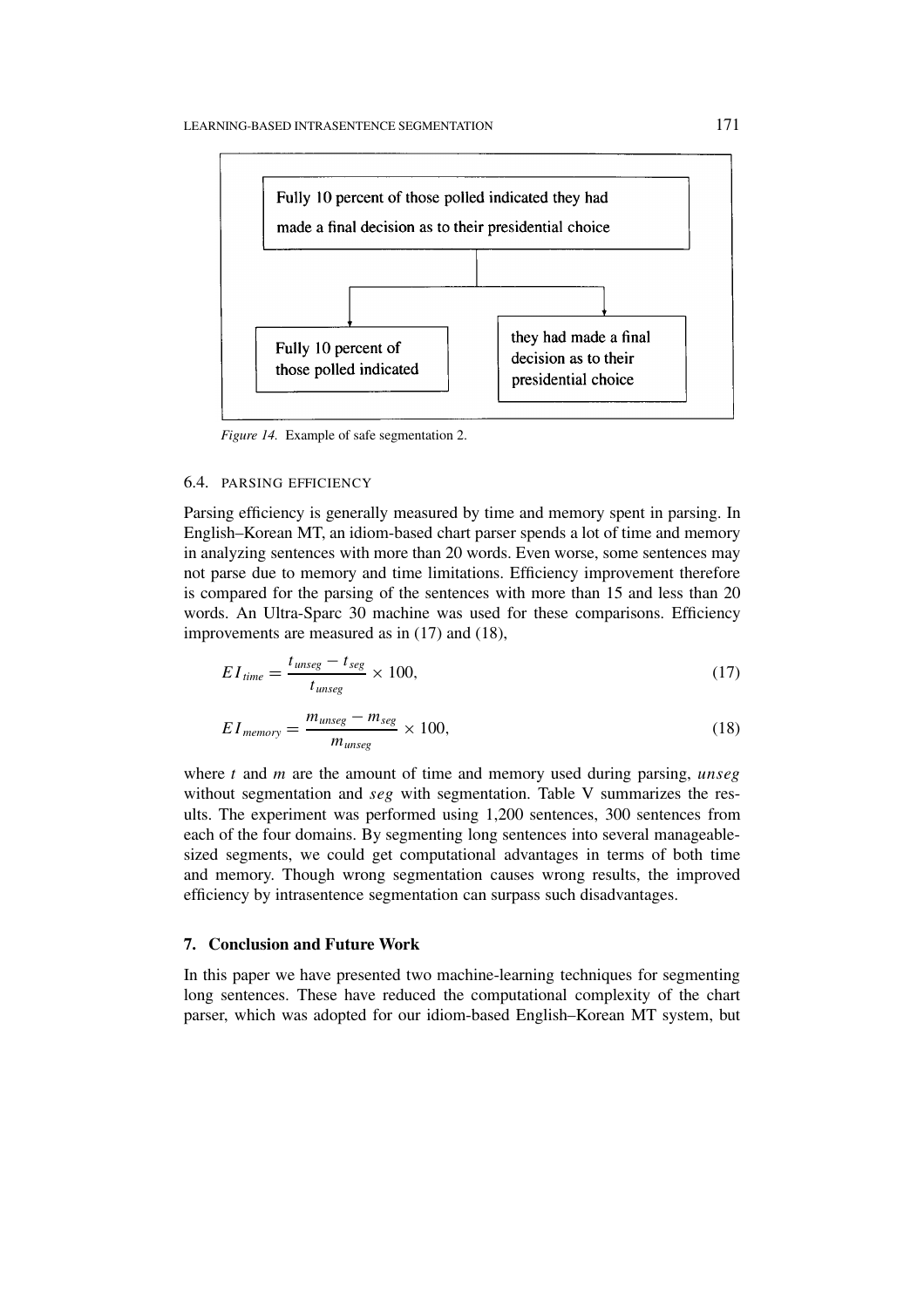Fully 10 percent of those polled indicated they had made a final decision as to their presidential choice

Fully 10 percent of those polled indicated

they had made a final decision as to their presidential choice

*Figure 14.* Example of safe segmentation 2.

### 6.4. PARSING EFFICIENCY

Parsing efficiency is generally measured by time and memory spent in parsing. In English–Korean MT, an idiom-based chart parser spends a lot of time and memory in analyzing sentences with more than 20 words. Even worse, some sentences may not parse due to memory and time limitations. Efficiency improvement therefore is compared for the parsing of the sentences with more than 15 and less than 20 words. An Ultra-Sparc 30 machine was used for these comparisons. Efficiency improvements are measured as in (17) and (18),

$$EI_{time} = \frac{t_{unseg} - t_{seg}}{t_{unseg}} \times 100, \tag{17}$$

$$EI_{memory} = \frac{m_{unseg} - m_{seg}}{m_{unseg}} \times 100, \tag{18}$$

where $t$ and $m$ are the amount of time and memory used during parsing, *unseg* without segmentation and *seg* with segmentation. Table V summarizes the results. The experiment was performed using 1,200 sentences, 300 sentences from each of the four domains. By segmenting long sentences into several manageable-sized segments, we could get computational advantages in terms of both time and memory. Though wrong segmentation causes wrong results, the improved efficiency by intrasentence segmentation can surpass such disadvantages.

## 7. Conclusion and Future Work

In this paper we have presented two machine-learning techniques for segmenting long sentences. These have reduced the computational complexity of the chart parser, which was adopted for our idiom-based English–Korean MT system, but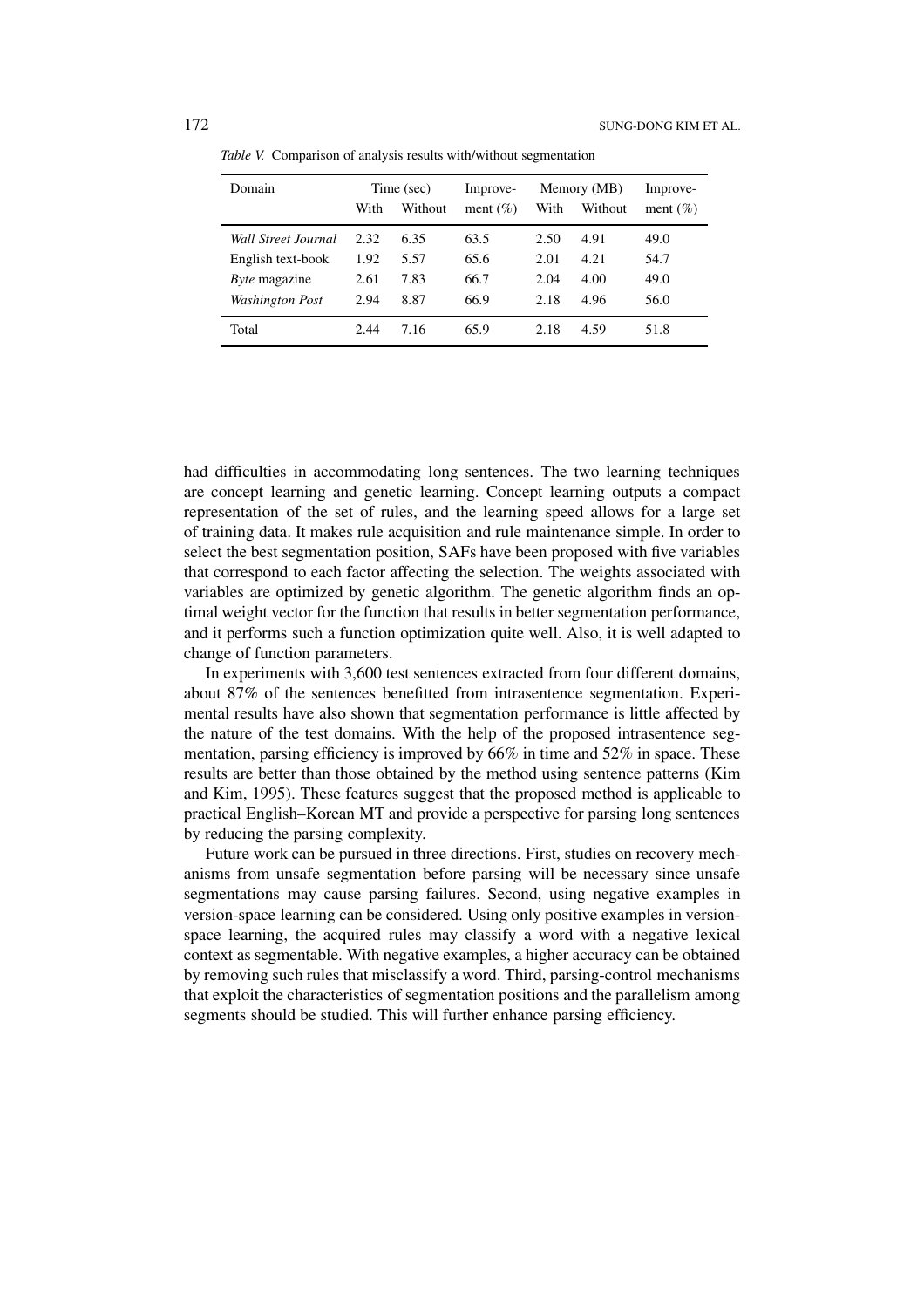*Table V.* Comparison of analysis results with/without segmentation

| Domain | Time (sec) | | Improve- | Memory (MB) | | Improve- |
|---|---|---|---|---|---|---|
| | With | Without | ment (%) | With | Without | ment (%) |
| *Wall Street Journal* | 2.32 | 6.35 | 63.5 | 2.50 | 4.91 | 49.0 |
| English text-book | 1.92 | 5.57 | 65.6 | 2.01 | 4.21 | 54.7 |
| *Byte* magazine | 2.61 | 7.83 | 66.7 | 2.04 | 4.00 | 49.0 |
| *Washington Post* | 2.94 | 8.87 | 66.9 | 2.18 | 4.96 | 56.0 |
| Total | 2.44 | 7.16 | 65.9 | 2.18 | 4.59 | 51.8 |

had difficulties in accommodating long sentences. The two learning techniques are concept learning and genetic learning. Concept learning outputs a compact representation of the set of rules, and the learning speed allows for a large set of training data. It makes rule acquisition and rule maintenance simple. In order to select the best segmentation position, SAFs have been proposed with five variables that correspond to each factor affecting the selection. The weights associated with variables are optimized by genetic algorithm. The genetic algorithm finds an optimal weight vector for the function that results in better segmentation performance, and it performs such a function optimization quite well. Also, it is well adapted to change of function parameters.

In experiments with 3,600 test sentences extracted from four different domains, about 87% of the sentences benefitted from intrasentence segmentation. Experimental results have also shown that segmentation performance is little affected by the nature of the test domains. With the help of the proposed intrasentence segmentation, parsing efficiency is improved by 66% in time and 52% in space. These results are better than those obtained by the method using sentence patterns (Kim and Kim, 1995). These features suggest that the proposed method is applicable to practical English–Korean MT and provide a perspective for parsing long sentences by reducing the parsing complexity.

Future work can be pursued in three directions. First, studies on recovery mechanisms from unsafe segmentation before parsing will be necessary since unsafe segmentations may cause parsing failures. Second, using negative examples in version-space learning can be considered. Using only positive examples in version-space learning, the acquired rules may classify a word with a negative lexical context as segmentable. With negative examples, a higher accuracy can be obtained by removing such rules that misclassify a word. Third, parsing-control mechanisms that exploit the characteristics of segmentation positions and the parallelism among segments should be studied. This will further enhance parsing efficiency.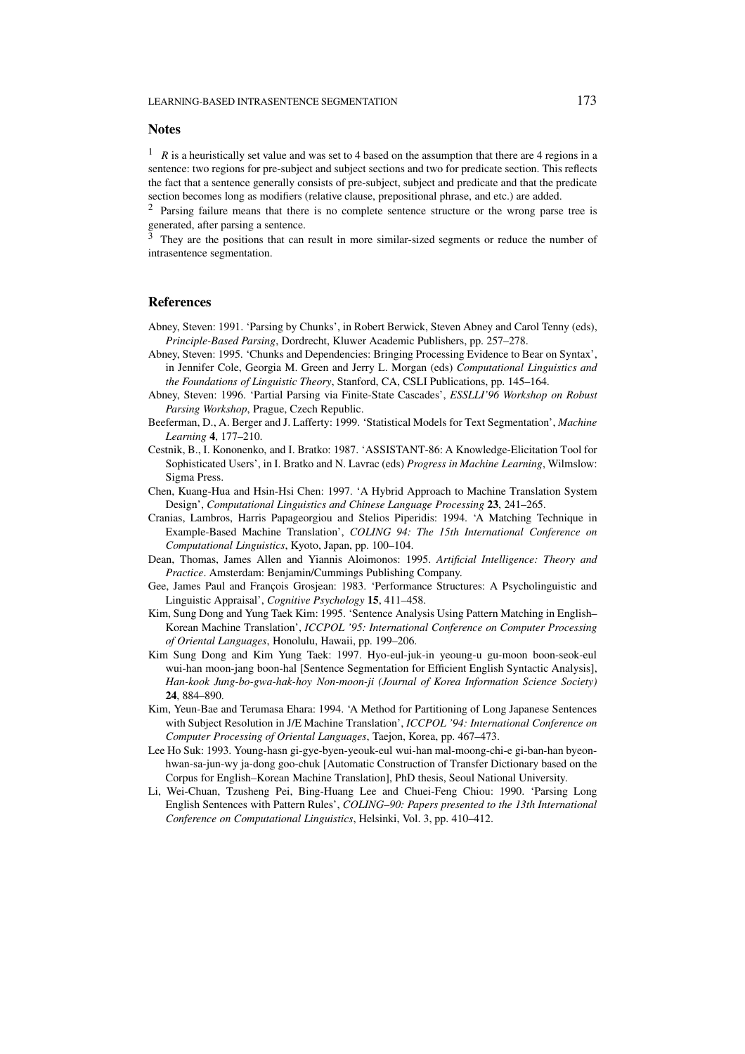## Notes

[1] $R$ is a heuristically set value and was set to 4 based on the assumption that there are 4 regions in a sentence: two regions for pre-subject and subject sections and two for predicate section. This reflects the fact that a sentence generally consists of pre-subject, subject and predicate and that the predicate section becomes long as modifiers (relative clause, prepositional phrase, and etc.) are added.

[2] Parsing failure means that there is no complete sentence structure or the wrong parse tree is generated, after parsing a sentence.

[3] They are the positions that can result in more similar-sized segments or reduce the number of intrasentence segmentation.

## References

Abney, Steven: 1991. 'Parsing by Chunks', in Robert Berwick, Steven Abney and Carol Tenny (eds), *Principle-Based Parsing*, Dordrecht, Kluwer Academic Publishers, pp. 257–278.

Abney, Steven: 1995. 'Chunks and Dependencies: Bringing Processing Evidence to Bear on Syntax', in Jennifer Cole, Georgia M. Green and Jerry L. Morgan (eds) *Computational Linguistics and the Foundations of Linguistic Theory*, Stanford, CA, CSLI Publications, pp. 145–164.

Abney, Steven: 1996. 'Partial Parsing via Finite-State Cascades', *ESSLLI'96 Workshop on Robust Parsing Workshop*, Prague, Czech Republic.

Beeferman, D., A. Berger and J. Lafferty: 1999. 'Statistical Models for Text Segmentation', *Machine Learning* **4**, 177–210.

Cestnik, B., I. Kononenko, and I. Bratko: 1987. 'ASSISTANT-86: A Knowledge-Elicitation Tool for Sophisticated Users', in I. Bratko and N. Lavrac (eds) *Progress in Machine Learning*, Wilmslow: Sigma Press.

Chen, Kuang-Hua and Hsin-Hsi Chen: 1997. 'A Hybrid Approach to Machine Translation System Design', *Computational Linguistics and Chinese Language Processing* **23**, 241–265.

Cranias, Lambros, Harris Papageorgiou and Stelios Piperidis: 1994. 'A Matching Technique in Example-Based Machine Translation', *COLING 94: The 15th International Conference on Computational Linguistics*, Kyoto, Japan, pp. 100–104.

Dean, Thomas, James Allen and Yiannis Aloimonos: 1995. *Artificial Intelligence: Theory and Practice*. Amsterdam: Benjamin/Cummings Publishing Company.

Gee, James Paul and François Grosjean: 1983. 'Performance Structures: A Psycholinguistic and Linguistic Appraisal', *Cognitive Psychology* **15**, 411–458.

Kim, Sung Dong and Yung Taek Kim: 1995. 'Sentence Analysis Using Pattern Matching in English–Korean Machine Translation', *ICCPOL '95: International Conference on Computer Processing of Oriental Languages*, Honolulu, Hawaii, pp. 199–206.

Kim Sung Dong and Kim Yung Taek: 1997. Hyo-eul-juk-in yeoung-u gu-moon boon-seok-eul wui-han moon-jang boon-hal [Sentence Segmentation for Efficient English Syntactic Analysis], *Han-kook Jung-bo-gwa-hak-hoy Non-moon-ji (Journal of Korea Information Science Society)* **24**, 884–890.

Kim, Yeun-Bae and Terumasa Ehara: 1994. 'A Method for Partitioning of Long Japanese Sentences with Subject Resolution in J/E Machine Translation', *ICCPOL '94: International Conference on Computer Processing of Oriental Languages*, Taejon, Korea, pp. 467–473.

Lee Ho Suk: 1993. Young-hasn gi-gye-byen-yeouk-eul wui-han mal-moong-chi-e gi-ban-han byeon-hwan-sa-jun-wy ja-dong goo-chuk [Automatic Construction of Transfer Dictionary based on the Corpus for English–Korean Machine Translation], PhD thesis, Seoul National University.

Li, Wei-Chuan, Tzusheng Pei, Bing-Huang Lee and Chuei-Feng Chiou: 1990. 'Parsing Long English Sentences with Pattern Rules', *COLING–90: Papers presented to the 13th International Conference on Computational Linguistics*, Helsinki, Vol. 3, pp. 410–412.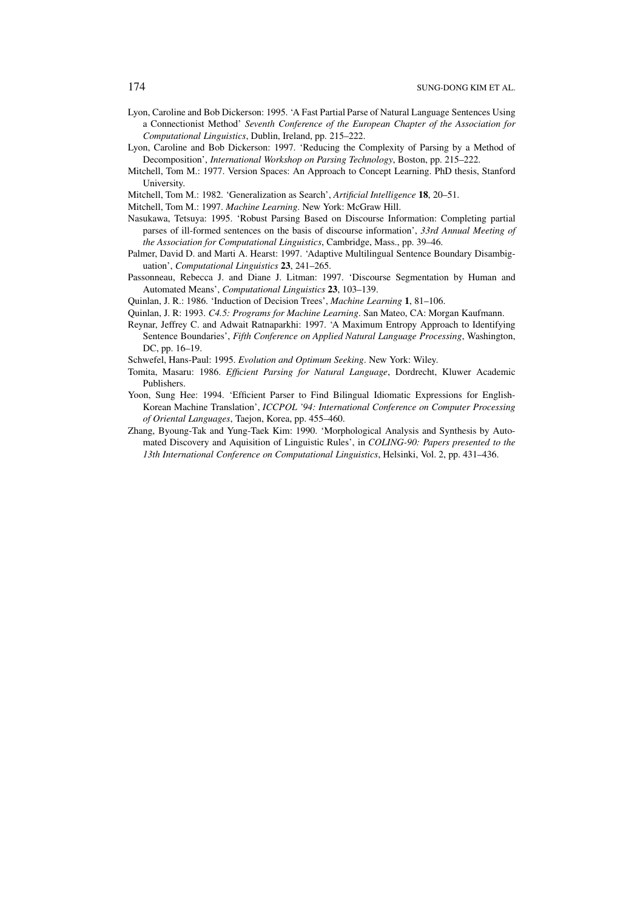Lyon, Caroline and Bob Dickerson: 1995. 'A Fast Partial Parse of Natural Language Sentences Using a Connectionist Method' *Seventh Conference of the European Chapter of the Association for Computational Linguistics*, Dublin, Ireland, pp. 215–222.

Lyon, Caroline and Bob Dickerson: 1997. 'Reducing the Complexity of Parsing by a Method of Decomposition', *International Workshop on Parsing Technology*, Boston, pp. 215–222.

Mitchell, Tom M.: 1977. Version Spaces: An Approach to Concept Learning. PhD thesis, Stanford University.

Mitchell, Tom M.: 1982. 'Generalization as Search', *Artificial Intelligence* **18**, 20–51.

Mitchell, Tom M.: 1997. *Machine Learning*. New York: McGraw Hill.

Nasukawa, Tetsuya: 1995. 'Robust Parsing Based on Discourse Information: Completing partial parses of ill-formed sentences on the basis of discourse information', *33rd Annual Meeting of the Association for Computational Linguistics*, Cambridge, Mass., pp. 39–46.

Palmer, David D. and Marti A. Hearst: 1997. 'Adaptive Multilingual Sentence Boundary Disambiguation', *Computational Linguistics* **23**, 241–265.

Passonneau, Rebecca J. and Diane J. Litman: 1997. 'Discourse Segmentation by Human and Automated Means', *Computational Linguistics* **23**, 103–139.

Quinlan, J. R.: 1986. 'Induction of Decision Trees', *Machine Learning* **1**, 81–106.

Quinlan, J. R: 1993. *C4.5: Programs for Machine Learning*. San Mateo, CA: Morgan Kaufmann.

Reynar, Jeffrey C. and Adwait Ratnaparkhi: 1997. 'A Maximum Entropy Approach to Identifying Sentence Boundaries', *Fifth Conference on Applied Natural Language Processing*, Washington, DC, pp. 16–19.

Schwefel, Hans-Paul: 1995. *Evolution and Optimum Seeking*. New York: Wiley.

Tomita, Masaru: 1986. *Efficient Parsing for Natural Language*, Dordrecht, Kluwer Academic Publishers.

Yoon, Sung Hee: 1994. 'Efficient Parser to Find Bilingual Idiomatic Expressions for English-Korean Machine Translation', *ICCPOL '94: International Conference on Computer Processing of Oriental Languages*, Taejon, Korea, pp. 455–460.

Zhang, Byoung-Tak and Yung-Taek Kim: 1990. 'Morphological Analysis and Synthesis by Automated Discovery and Aquisition of Linguistic Rules', in *COLING-90: Papers presented to the 13th International Conference on Computational Linguistics*, Helsinki, Vol. 2, pp. 431–436.